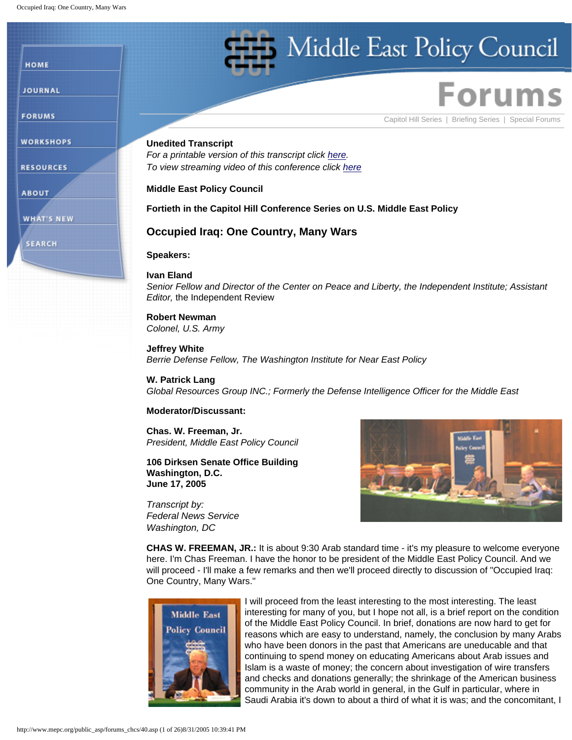# Middle East Policy Council

## Forums

Capitol Hill Series | Briefing Series | Special Forums

**Unedited Transcript**
*For a printable version of this transcript click here.*
*To view streaming video of this conference click here*

**Middle East Policy Council**

**Fortieth in the Capitol Hill Conference Series on U.S. Middle East Policy**

## Occupied Iraq: One Country, Many Wars

**Speakers:**

**Ivan Eland**
*Senior Fellow and Director of the Center on Peace and Liberty, the Independent Institute; Assistant Editor,* the Independent Review

**Robert Newman**
*Colonel, U.S. Army*

**Jeffrey White**
*Berrie Defense Fellow, The Washington Institute for Near East Policy*

**W. Patrick Lang**
*Global Resources Group INC.; Formerly the Defense Intelligence Officer for the Middle East*

**Moderator/Discussant:**

**Chas. W. Freeman, Jr.**
*President, Middle East Policy Council*

**106 Dirksen Senate Office Building**
**Washington, D.C.**
**June 17, 2005**

*Transcript by:*
*Federal News Service*
*Washington, DC*

**CHAS W. FREEMAN, JR.:** It is about 9:30 Arab standard time - it's my pleasure to welcome everyone here. I'm Chas Freeman. I have the honor to be president of the Middle East Policy Council. And we will proceed - I'll make a few remarks and then we'll proceed directly to discussion of "Occupied Iraq: One Country, Many Wars."

I will proceed from the least interesting to the most interesting. The least interesting for many of you, but I hope not all, is a brief report on the condition of the Middle East Policy Council. In brief, donations are now hard to get for reasons which are easy to understand, namely, the conclusion by many Arabs who have been donors in the past that Americans are uneducable and that continuing to spend money on educating Americans about Arab issues and Islam is a waste of money; the concern about investigation of wire transfers and checks and donations generally; the shrinkage of the American business community in the Arab world in general, in the Gulf in particular, where in Saudi Arabia it's down to about a third of what it is was; and the concomitant, I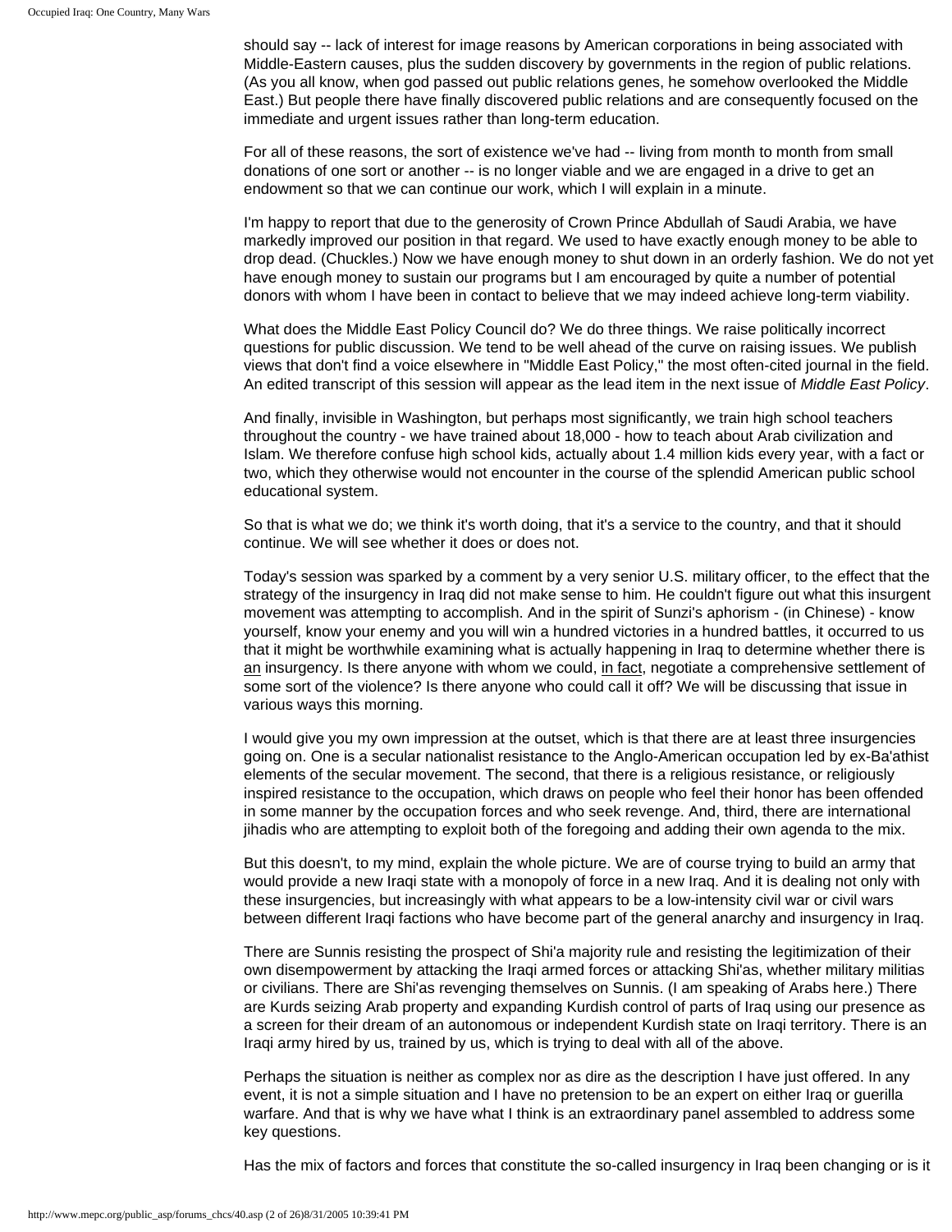should say -- lack of interest for image reasons by American corporations in being associated with Middle-Eastern causes, plus the sudden discovery by governments in the region of public relations. (As you all know, when god passed out public relations genes, he somehow overlooked the Middle East.) But people there have finally discovered public relations and are consequently focused on the immediate and urgent issues rather than long-term education.

For all of these reasons, the sort of existence we've had -- living from month to month from small donations of one sort or another -- is no longer viable and we are engaged in a drive to get an endowment so that we can continue our work, which I will explain in a minute.

I'm happy to report that due to the generosity of Crown Prince Abdullah of Saudi Arabia, we have markedly improved our position in that regard. We used to have exactly enough money to be able to drop dead. (Chuckles.) Now we have enough money to shut down in an orderly fashion. We do not yet have enough money to sustain our programs but I am encouraged by quite a number of potential donors with whom I have been in contact to believe that we may indeed achieve long-term viability.

What does the Middle East Policy Council do? We do three things. We raise politically incorrect questions for public discussion. We tend to be well ahead of the curve on raising issues. We publish views that don't find a voice elsewhere in "Middle East Policy," the most often-cited journal in the field. An edited transcript of this session will appear as the lead item in the next issue of *Middle East Policy*.

And finally, invisible in Washington, but perhaps most significantly, we train high school teachers throughout the country - we have trained about 18,000 - how to teach about Arab civilization and Islam. We therefore confuse high school kids, actually about 1.4 million kids every year, with a fact or two, which they otherwise would not encounter in the course of the splendid American public school educational system.

So that is what we do; we think it's worth doing, that it's a service to the country, and that it should continue. We will see whether it does or does not.

Today's session was sparked by a comment by a very senior U.S. military officer, to the effect that the strategy of the insurgency in Iraq did not make sense to him. He couldn't figure out what this insurgent movement was attempting to accomplish. And in the spirit of Sunzi's aphorism - (in Chinese) - know yourself, know your enemy and you will win a hundred victories in a hundred battles, it occurred to us that it might be worthwhile examining what is actually happening in Iraq to determine whether there is <u>an</u> insurgency. Is there anyone with whom we could, <u>in fact</u>, negotiate a comprehensive settlement of some sort of the violence? Is there anyone who could call it off? We will be discussing that issue in various ways this morning.

I would give you my own impression at the outset, which is that there are at least three insurgencies going on. One is a secular nationalist resistance to the Anglo-American occupation led by ex-Ba'athist elements of the secular movement. The second, that there is a religious resistance, or religiously inspired resistance to the occupation, which draws on people who feel their honor has been offended in some manner by the occupation forces and who seek revenge. And, third, there are international jihadis who are attempting to exploit both of the foregoing and adding their own agenda to the mix.

But this doesn't, to my mind, explain the whole picture. We are of course trying to build an army that would provide a new Iraqi state with a monopoly of force in a new Iraq. And it is dealing not only with these insurgencies, but increasingly with what appears to be a low-intensity civil war or civil wars between different Iraqi factions who have become part of the general anarchy and insurgency in Iraq.

There are Sunnis resisting the prospect of Shi'a majority rule and resisting the legitimization of their own disempowerment by attacking the Iraqi armed forces or attacking Shi'as, whether military militias or civilians. There are Shi'as revenging themselves on Sunnis. (I am speaking of Arabs here.) There are Kurds seizing Arab property and expanding Kurdish control of parts of Iraq using our presence as a screen for their dream of an autonomous or independent Kurdish state on Iraqi territory. There is an Iraqi army hired by us, trained by us, which is trying to deal with all of the above.

Perhaps the situation is neither as complex nor as dire as the description I have just offered. In any event, it is not a simple situation and I have no pretension to be an expert on either Iraq or guerilla warfare. And that is why we have what I think is an extraordinary panel assembled to address some key questions.

Has the mix of factors and forces that constitute the so-called insurgency in Iraq been changing or is it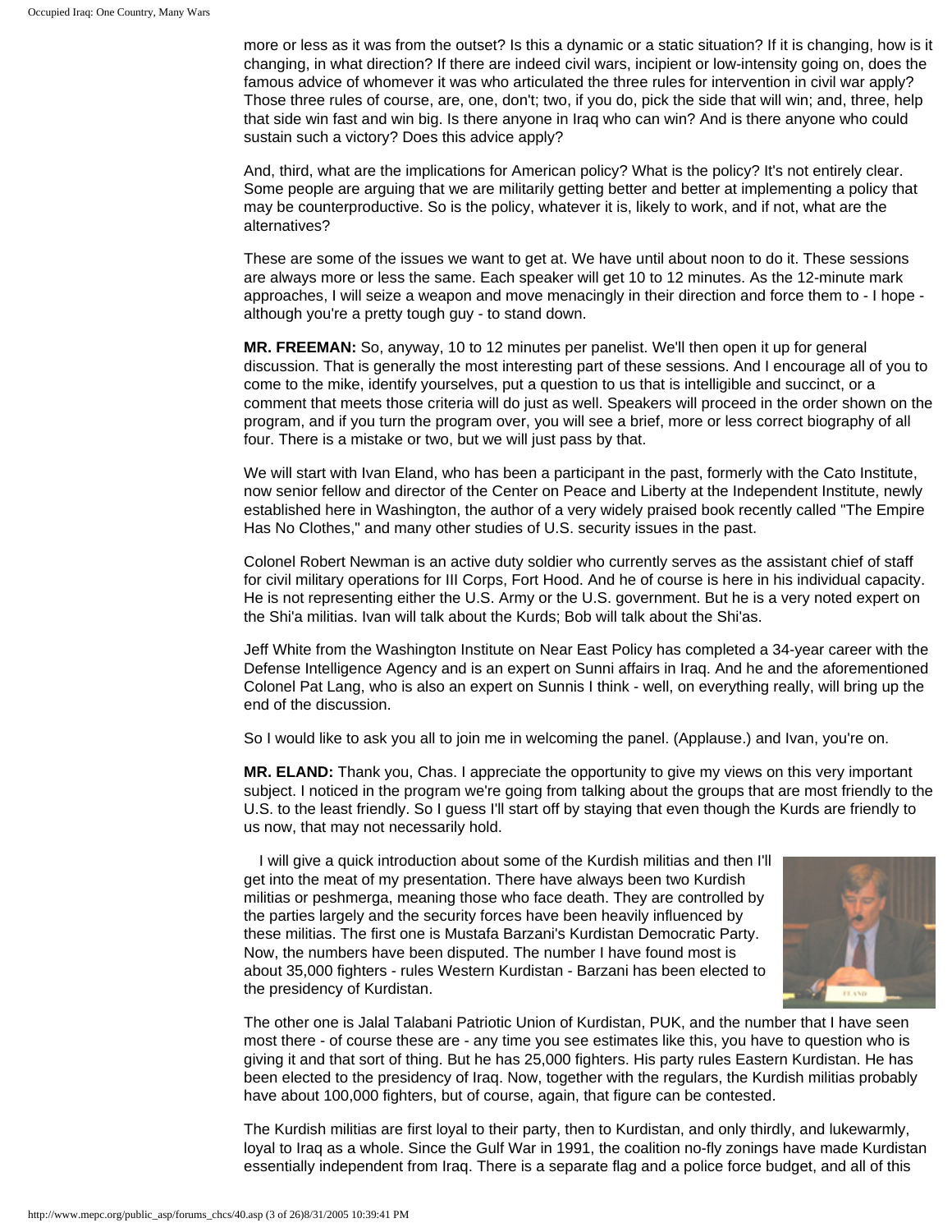more or less as it was from the outset? Is this a dynamic or a static situation? If it is changing, how is it changing, in what direction? If there are indeed civil wars, incipient or low-intensity going on, does the famous advice of whomever it was who articulated the three rules for intervention in civil war apply? Those three rules of course, are, one, don't; two, if you do, pick the side that will win; and, three, help that side win fast and win big. Is there anyone in Iraq who can win? And is there anyone who could sustain such a victory? Does this advice apply?

And, third, what are the implications for American policy? What is the policy? It's not entirely clear. Some people are arguing that we are militarily getting better and better at implementing a policy that may be counterproductive. So is the policy, whatever it is, likely to work, and if not, what are the alternatives?

These are some of the issues we want to get at. We have until about noon to do it. These sessions are always more or less the same. Each speaker will get 10 to 12 minutes. As the 12-minute mark approaches, I will seize a weapon and move menacingly in their direction and force them to - I hope - although you're a pretty tough guy - to stand down.

**MR. FREEMAN:** So, anyway, 10 to 12 minutes per panelist. We'll then open it up for general discussion. That is generally the most interesting part of these sessions. And I encourage all of you to come to the mike, identify yourselves, put a question to us that is intelligible and succinct, or a comment that meets those criteria will do just as well. Speakers will proceed in the order shown on the program, and if you turn the program over, you will see a brief, more or less correct biography of all four. There is a mistake or two, but we will just pass by that.

We will start with Ivan Eland, who has been a participant in the past, formerly with the Cato Institute, now senior fellow and director of the Center on Peace and Liberty at the Independent Institute, newly established here in Washington, the author of a very widely praised book recently called "The Empire Has No Clothes," and many other studies of U.S. security issues in the past.

Colonel Robert Newman is an active duty soldier who currently serves as the assistant chief of staff for civil military operations for III Corps, Fort Hood. And he of course is here in his individual capacity. He is not representing either the U.S. Army or the U.S. government. But he is a very noted expert on the Shi'a militias. Ivan will talk about the Kurds; Bob will talk about the Shi'as.

Jeff White from the Washington Institute on Near East Policy has completed a 34-year career with the Defense Intelligence Agency and is an expert on Sunni affairs in Iraq. And he and the aforementioned Colonel Pat Lang, who is also an expert on Sunnis I think - well, on everything really, will bring up the end of the discussion.

So I would like to ask you all to join me in welcoming the panel. (Applause.) and Ivan, you're on.

**MR. ELAND:** Thank you, Chas. I appreciate the opportunity to give my views on this very important subject. I noticed in the program we're going from talking about the groups that are most friendly to the U.S. to the least friendly. So I guess I'll start off by staying that even though the Kurds are friendly to us now, that may not necessarily hold.

I will give a quick introduction about some of the Kurdish militias and then I'll get into the meat of my presentation. There have always been two Kurdish militias or peshmerga, meaning those who face death. They are controlled by the parties largely and the security forces have been heavily influenced by these militias. The first one is Mustafa Barzani's Kurdistan Democratic Party. Now, the numbers have been disputed. The number I have found most is about 35,000 fighters - rules Western Kurdistan - Barzani has been elected to the presidency of Kurdistan.

The other one is Jalal Talabani Patriotic Union of Kurdistan, PUK, and the number that I have seen most there - of course these are - any time you see estimates like this, you have to question who is giving it and that sort of thing. But he has 25,000 fighters. His party rules Eastern Kurdistan. He has been elected to the presidency of Iraq. Now, together with the regulars, the Kurdish militias probably have about 100,000 fighters, but of course, again, that figure can be contested.

The Kurdish militias are first loyal to their party, then to Kurdistan, and only thirdly, and lukewarmly, loyal to Iraq as a whole. Since the Gulf War in 1991, the coalition no-fly zonings have made Kurdistan essentially independent from Iraq. There is a separate flag and a police force budget, and all of this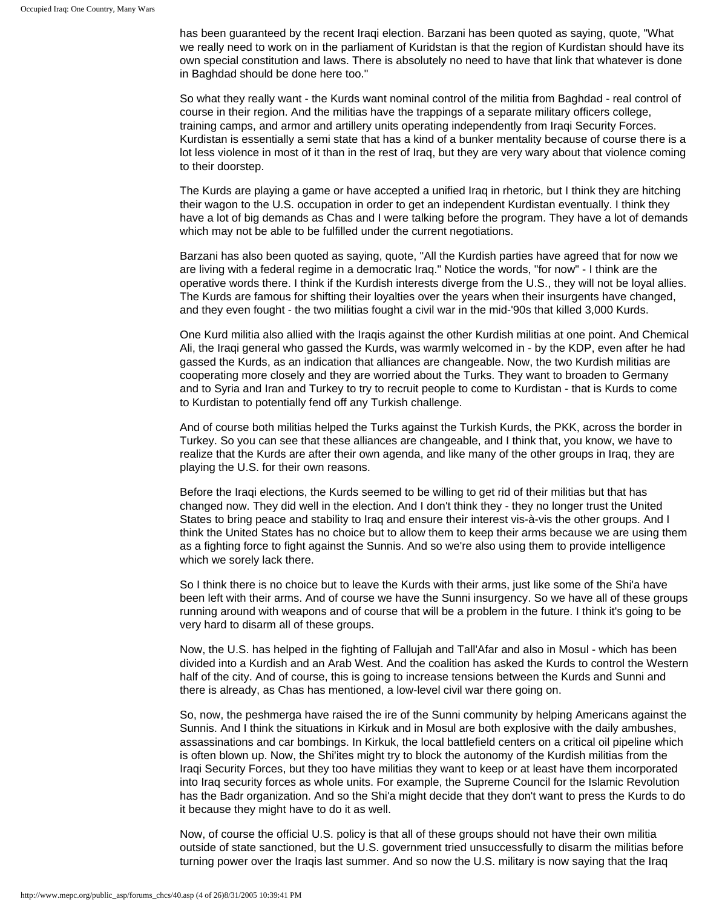has been guaranteed by the recent Iraqi election. Barzani has been quoted as saying, quote, "What we really need to work on in the parliament of Kuridstan is that the region of Kurdistan should have its own special constitution and laws. There is absolutely no need to have that link that whatever is done in Baghdad should be done here too."

So what they really want - the Kurds want nominal control of the militia from Baghdad - real control of course in their region. And the militias have the trappings of a separate military officers college, training camps, and armor and artillery units operating independently from Iraqi Security Forces. Kurdistan is essentially a semi state that has a kind of a bunker mentality because of course there is a lot less violence in most of it than in the rest of Iraq, but they are very wary about that violence coming to their doorstep.

The Kurds are playing a game or have accepted a unified Iraq in rhetoric, but I think they are hitching their wagon to the U.S. occupation in order to get an independent Kurdistan eventually. I think they have a lot of big demands as Chas and I were talking before the program. They have a lot of demands which may not be able to be fulfilled under the current negotiations.

Barzani has also been quoted as saying, quote, "All the Kurdish parties have agreed that for now we are living with a federal regime in a democratic Iraq." Notice the words, "for now" - I think are the operative words there. I think if the Kurdish interests diverge from the U.S., they will not be loyal allies. The Kurds are famous for shifting their loyalties over the years when their insurgents have changed, and they even fought - the two militias fought a civil war in the mid-'90s that killed 3,000 Kurds.

One Kurd militia also allied with the Iraqis against the other Kurdish militias at one point. And Chemical Ali, the Iraqi general who gassed the Kurds, was warmly welcomed in - by the KDP, even after he had gassed the Kurds, as an indication that alliances are changeable. Now, the two Kurdish militias are cooperating more closely and they are worried about the Turks. They want to broaden to Germany and to Syria and Iran and Turkey to try to recruit people to come to Kurdistan - that is Kurds to come to Kurdistan to potentially fend off any Turkish challenge.

And of course both militias helped the Turks against the Turkish Kurds, the PKK, across the border in Turkey. So you can see that these alliances are changeable, and I think that, you know, we have to realize that the Kurds are after their own agenda, and like many of the other groups in Iraq, they are playing the U.S. for their own reasons.

Before the Iraqi elections, the Kurds seemed to be willing to get rid of their militias but that has changed now. They did well in the election. And I don't think they - they no longer trust the United States to bring peace and stability to Iraq and ensure their interest vis-à-vis the other groups. And I think the United States has no choice but to allow them to keep their arms because we are using them as a fighting force to fight against the Sunnis. And so we're also using them to provide intelligence which we sorely lack there.

So I think there is no choice but to leave the Kurds with their arms, just like some of the Shi'a have been left with their arms. And of course we have the Sunni insurgency. So we have all of these groups running around with weapons and of course that will be a problem in the future. I think it's going to be very hard to disarm all of these groups.

Now, the U.S. has helped in the fighting of Fallujah and Tall'Afar and also in Mosul - which has been divided into a Kurdish and an Arab West. And the coalition has asked the Kurds to control the Western half of the city. And of course, this is going to increase tensions between the Kurds and Sunni and there is already, as Chas has mentioned, a low-level civil war there going on.

So, now, the peshmerga have raised the ire of the Sunni community by helping Americans against the Sunnis. And I think the situations in Kirkuk and in Mosul are both explosive with the daily ambushes, assassinations and car bombings. In Kirkuk, the local battlefield centers on a critical oil pipeline which is often blown up. Now, the Shi'ites might try to block the autonomy of the Kurdish militias from the Iraqi Security Forces, but they too have militias they want to keep or at least have them incorporated into Iraq security forces as whole units. For example, the Supreme Council for the Islamic Revolution has the Badr organization. And so the Shi'a might decide that they don't want to press the Kurds to do it because they might have to do it as well.

Now, of course the official U.S. policy is that all of these groups should not have their own militia outside of state sanctioned, but the U.S. government tried unsuccessfully to disarm the militias before turning power over the Iraqis last summer. And so now the U.S. military is now saying that the Iraq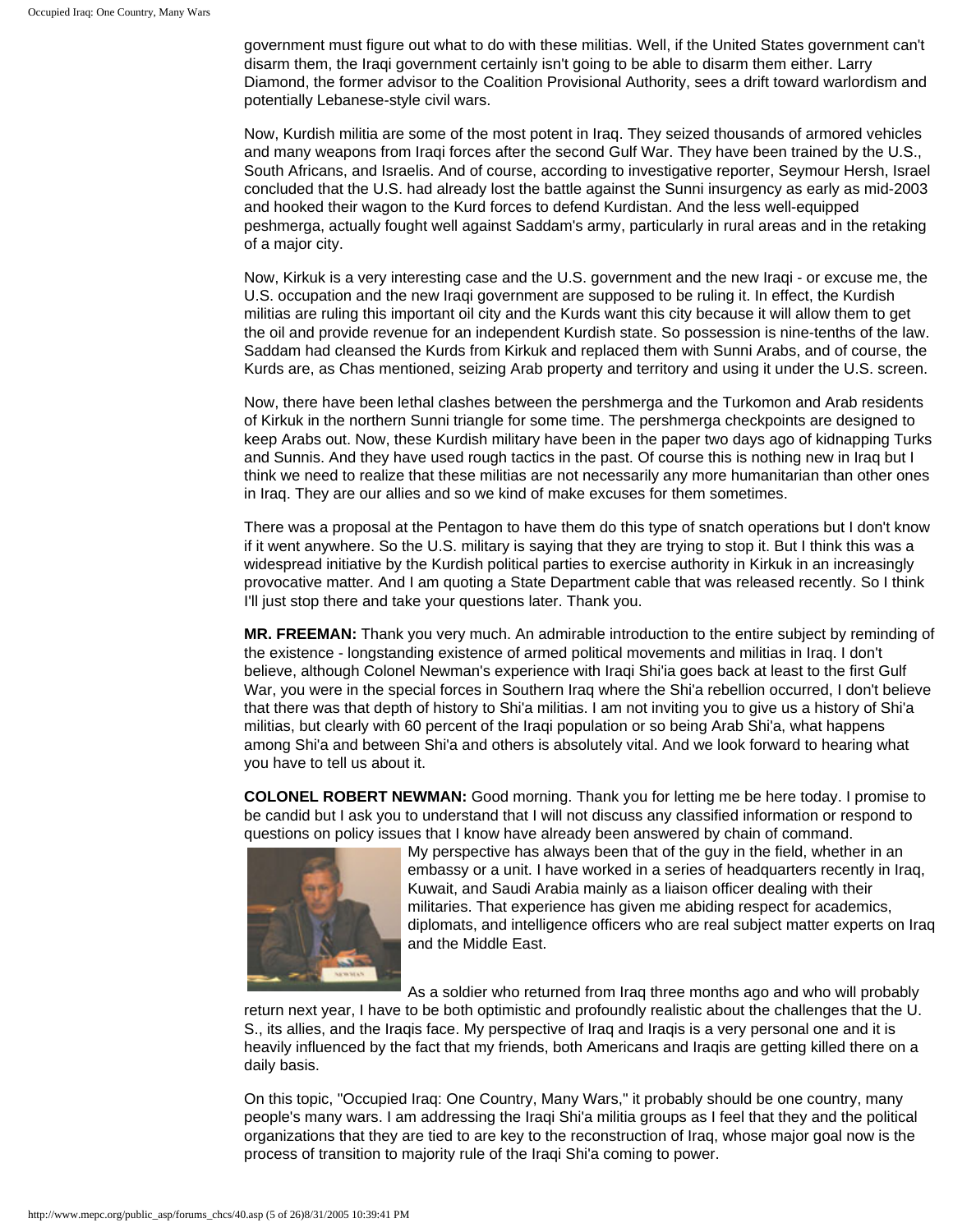government must figure out what to do with these militias. Well, if the United States government can't disarm them, the Iraqi government certainly isn't going to be able to disarm them either. Larry Diamond, the former advisor to the Coalition Provisional Authority, sees a drift toward warlordism and potentially Lebanese-style civil wars.

Now, Kurdish militia are some of the most potent in Iraq. They seized thousands of armored vehicles and many weapons from Iraqi forces after the second Gulf War. They have been trained by the U.S., South Africans, and Israelis. And of course, according to investigative reporter, Seymour Hersh, Israel concluded that the U.S. had already lost the battle against the Sunni insurgency as early as mid-2003 and hooked their wagon to the Kurd forces to defend Kurdistan. And the less well-equipped peshmerga, actually fought well against Saddam's army, particularly in rural areas and in the retaking of a major city.

Now, Kirkuk is a very interesting case and the U.S. government and the new Iraqi - or excuse me, the U.S. occupation and the new Iraqi government are supposed to be ruling it. In effect, the Kurdish militias are ruling this important oil city and the Kurds want this city because it will allow them to get the oil and provide revenue for an independent Kurdish state. So possession is nine-tenths of the law. Saddam had cleansed the Kurds from Kirkuk and replaced them with Sunni Arabs, and of course, the Kurds are, as Chas mentioned, seizing Arab property and territory and using it under the U.S. screen.

Now, there have been lethal clashes between the pershmerga and the Turkomon and Arab residents of Kirkuk in the northern Sunni triangle for some time. The pershmerga checkpoints are designed to keep Arabs out. Now, these Kurdish military have been in the paper two days ago of kidnapping Turks and Sunnis. And they have used rough tactics in the past. Of course this is nothing new in Iraq but I think we need to realize that these militias are not necessarily any more humanitarian than other ones in Iraq. They are our allies and so we kind of make excuses for them sometimes.

There was a proposal at the Pentagon to have them do this type of snatch operations but I don't know if it went anywhere. So the U.S. military is saying that they are trying to stop it. But I think this was a widespread initiative by the Kurdish political parties to exercise authority in Kirkuk in an increasingly provocative matter. And I am quoting a State Department cable that was released recently. So I think I'll just stop there and take your questions later. Thank you.

**MR. FREEMAN:** Thank you very much. An admirable introduction to the entire subject by reminding of the existence - longstanding existence of armed political movements and militias in Iraq. I don't believe, although Colonel Newman's experience with Iraqi Shi'ia goes back at least to the first Gulf War, you were in the special forces in Southern Iraq where the Shi'a rebellion occurred, I don't believe that there was that depth of history to Shi'a militias. I am not inviting you to give us a history of Shi'a militias, but clearly with 60 percent of the Iraqi population or so being Arab Shi'a, what happens among Shi'a and between Shi'a and others is absolutely vital. And we look forward to hearing what you have to tell us about it.

**COLONEL ROBERT NEWMAN:** Good morning. Thank you for letting me be here today. I promise to be candid but I ask you to understand that I will not discuss any classified information or respond to questions on policy issues that I know have already been answered by chain of command.

My perspective has always been that of the guy in the field, whether in an embassy or a unit. I have worked in a series of headquarters recently in Iraq, Kuwait, and Saudi Arabia mainly as a liaison officer dealing with their militaries. That experience has given me abiding respect for academics, diplomats, and intelligence officers who are real subject matter experts on Iraq and the Middle East.

As a soldier who returned from Iraq three months ago and who will probably return next year, I have to be both optimistic and profoundly realistic about the challenges that the U. S., its allies, and the Iraqis face. My perspective of Iraq and Iraqis is a very personal one and it is heavily influenced by the fact that my friends, both Americans and Iraqis are getting killed there on a daily basis.

On this topic, "Occupied Iraq: One Country, Many Wars," it probably should be one country, many people's many wars. I am addressing the Iraqi Shi'a militia groups as I feel that they and the political organizations that they are tied to are key to the reconstruction of Iraq, whose major goal now is the process of transition to majority rule of the Iraqi Shi'a coming to power.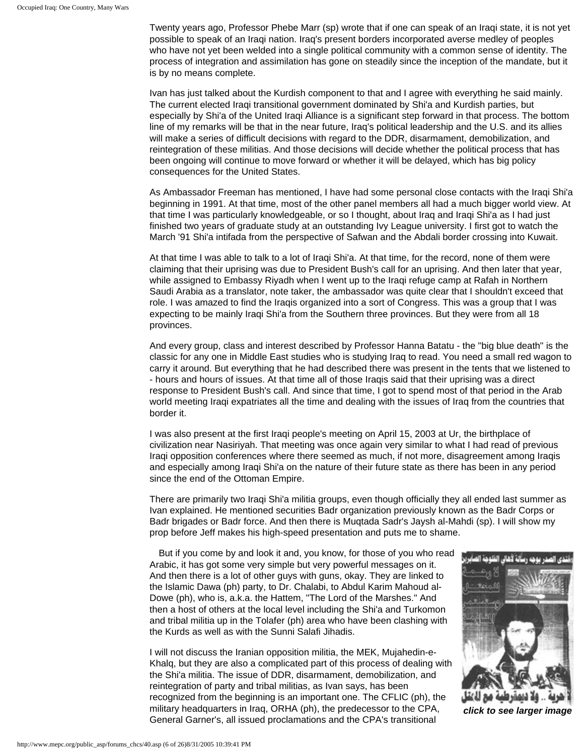Twenty years ago, Professor Phebe Marr (sp) wrote that if one can speak of an Iraqi state, it is not yet possible to speak of an Iraqi nation. Iraq's present borders incorporated averse medley of peoples who have not yet been welded into a single political community with a common sense of identity. The process of integration and assimilation has gone on steadily since the inception of the mandate, but it is by no means complete.

Ivan has just talked about the Kurdish component to that and I agree with everything he said mainly. The current elected Iraqi transitional government dominated by Shi'a and Kurdish parties, but especially by Shi'a of the United Iraqi Alliance is a significant step forward in that process. The bottom line of my remarks will be that in the near future, Iraq's political leadership and the U.S. and its allies will make a series of difficult decisions with regard to the DDR, disarmament, demobilization, and reintegration of these militias. And those decisions will decide whether the political process that has been ongoing will continue to move forward or whether it will be delayed, which has big policy consequences for the United States.

As Ambassador Freeman has mentioned, I have had some personal close contacts with the Iraqi Shi'a beginning in 1991. At that time, most of the other panel members all had a much bigger world view. At that time I was particularly knowledgeable, or so I thought, about Iraq and Iraqi Shi'a as I had just finished two years of graduate study at an outstanding Ivy League university. I first got to watch the March '91 Shi'a intifada from the perspective of Safwan and the Abdali border crossing into Kuwait.

At that time I was able to talk to a lot of Iraqi Shi'a. At that time, for the record, none of them were claiming that their uprising was due to President Bush's call for an uprising. And then later that year, while assigned to Embassy Riyadh when I went up to the Iraqi refuge camp at Rafah in Northern Saudi Arabia as a translator, note taker, the ambassador was quite clear that I shouldn't exceed that role. I was amazed to find the Iraqis organized into a sort of Congress. This was a group that I was expecting to be mainly Iraqi Shi'a from the Southern three provinces. But they were from all 18 provinces.

And every group, class and interest described by Professor Hanna Batatu - the "big blue death" is the classic for any one in Middle East studies who is studying Iraq to read. You need a small red wagon to carry it around. But everything that he had described there was present in the tents that we listened to - hours and hours of issues. At that time all of those Iraqis said that their uprising was a direct response to President Bush's call. And since that time, I got to spend most of that period in the Arab world meeting Iraqi expatriates all the time and dealing with the issues of Iraq from the countries that border it.

I was also present at the first Iraqi people's meeting on April 15, 2003 at Ur, the birthplace of civilization near Nasiriyah. That meeting was once again very similar to what I had read of previous Iraqi opposition conferences where there seemed as much, if not more, disagreement among Iraqis and especially among Iraqi Shi'a on the nature of their future state as there has been in any period since the end of the Ottoman Empire.

There are primarily two Iraqi Shi'a militia groups, even though officially they all ended last summer as Ivan explained. He mentioned securities Badr organization previously known as the Badr Corps or Badr brigades or Badr force. And then there is Muqtada Sadr's Jaysh al-Mahdi (sp). I will show my prop before Jeff makes his high-speed presentation and puts me to shame.

But if you come by and look it and, you know, for those of you who read Arabic, it has got some very simple but very powerful messages on it. And then there is a lot of other guys with guns, okay. They are linked to the Islamic Dawa (ph) party, to Dr. Chalabi, to Abdul Karim Mahoud al-Dowe (ph), who is, a.k.a. the Hattem, "The Lord of the Marshes." And then a host of others at the local level including the Shi'a and Turkomon and tribal militia up in the Tolafer (ph) area who have been clashing with the Kurds as well as with the Sunni Salafi Jihadis.

*click to see larger image*

I will not discuss the Iranian opposition militia, the MEK, Mujahedin-e-Khalq, but they are also a complicated part of this process of dealing with the Shi'a militia. The issue of DDR, disarmament, demobilization, and reintegration of party and tribal militias, as Ivan says, has been recognized from the beginning is an important one. The CFLIC (ph), the military headquarters in Iraq, ORHA (ph), the predecessor to the CPA, General Garner's, all issued proclamations and the CPA's transitional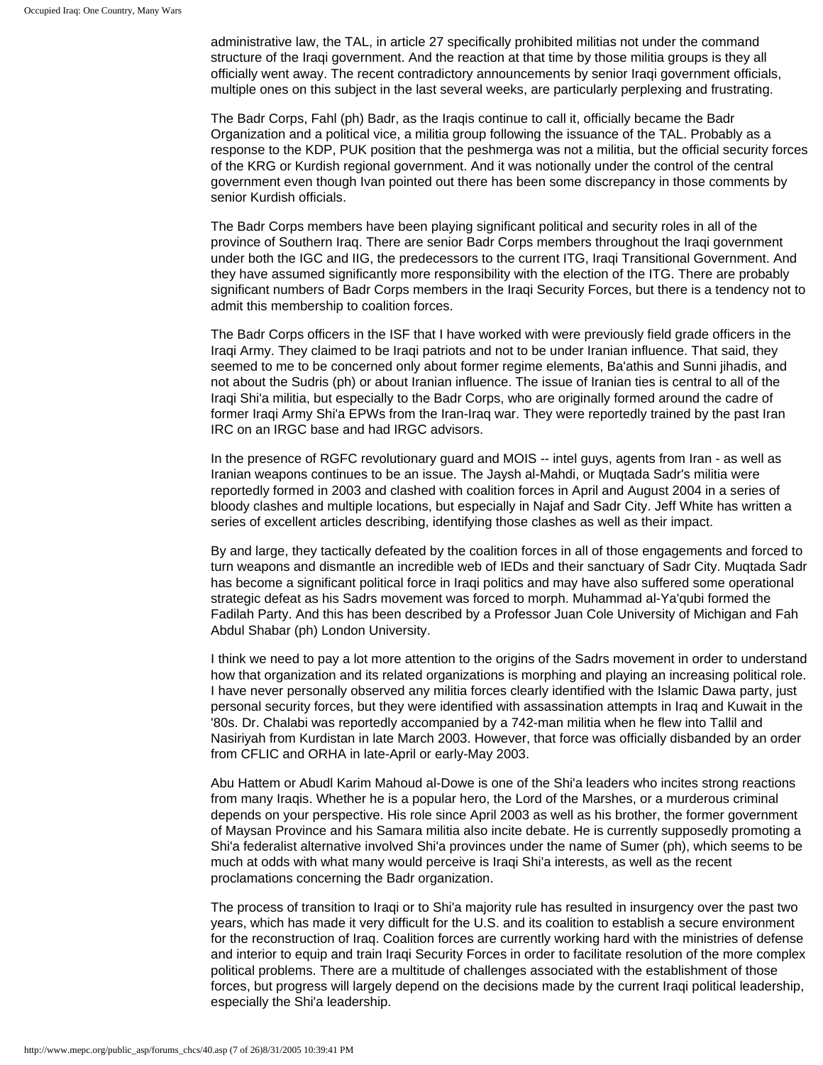administrative law, the TAL, in article 27 specifically prohibited militias not under the command structure of the Iraqi government. And the reaction at that time by those militia groups is they all officially went away. The recent contradictory announcements by senior Iraqi government officials, multiple ones on this subject in the last several weeks, are particularly perplexing and frustrating.

The Badr Corps, Fahl (ph) Badr, as the Iraqis continue to call it, officially became the Badr Organization and a political vice, a militia group following the issuance of the TAL. Probably as a response to the KDP, PUK position that the peshmerga was not a militia, but the official security forces of the KRG or Kurdish regional government. And it was notionally under the control of the central government even though Ivan pointed out there has been some discrepancy in those comments by senior Kurdish officials.

The Badr Corps members have been playing significant political and security roles in all of the province of Southern Iraq. There are senior Badr Corps members throughout the Iraqi government under both the IGC and IIG, the predecessors to the current ITG, Iraqi Transitional Government. And they have assumed significantly more responsibility with the election of the ITG. There are probably significant numbers of Badr Corps members in the Iraqi Security Forces, but there is a tendency not to admit this membership to coalition forces.

The Badr Corps officers in the ISF that I have worked with were previously field grade officers in the Iraqi Army. They claimed to be Iraqi patriots and not to be under Iranian influence. That said, they seemed to me to be concerned only about former regime elements, Ba'athis and Sunni jihadis, and not about the Sudris (ph) or about Iranian influence. The issue of Iranian ties is central to all of the Iraqi Shi'a militia, but especially to the Badr Corps, who are originally formed around the cadre of former Iraqi Army Shi'a EPWs from the Iran-Iraq war. They were reportedly trained by the past Iran IRC on an IRGC base and had IRGC advisors.

In the presence of RGFC revolutionary guard and MOIS -- intel guys, agents from Iran - as well as Iranian weapons continues to be an issue. The Jaysh al-Mahdi, or Muqtada Sadr's militia were reportedly formed in 2003 and clashed with coalition forces in April and August 2004 in a series of bloody clashes and multiple locations, but especially in Najaf and Sadr City. Jeff White has written a series of excellent articles describing, identifying those clashes as well as their impact.

By and large, they tactically defeated by the coalition forces in all of those engagements and forced to turn weapons and dismantle an incredible web of IEDs and their sanctuary of Sadr City. Muqtada Sadr has become a significant political force in Iraqi politics and may have also suffered some operational strategic defeat as his Sadrs movement was forced to morph. Muhammad al-Ya'qubi formed the Fadilah Party. And this has been described by a Professor Juan Cole University of Michigan and Fah Abdul Shabar (ph) London University.

I think we need to pay a lot more attention to the origins of the Sadrs movement in order to understand how that organization and its related organizations is morphing and playing an increasing political role. I have never personally observed any militia forces clearly identified with the Islamic Dawa party, just personal security forces, but they were identified with assassination attempts in Iraq and Kuwait in the '80s. Dr. Chalabi was reportedly accompanied by a 742-man militia when he flew into Tallil and Nasiriyah from Kurdistan in late March 2003. However, that force was officially disbanded by an order from CFLIC and ORHA in late-April or early-May 2003.

Abu Hattem or Abudl Karim Mahoud al-Dowe is one of the Shi'a leaders who incites strong reactions from many Iraqis. Whether he is a popular hero, the Lord of the Marshes, or a murderous criminal depends on your perspective. His role since April 2003 as well as his brother, the former government of Maysan Province and his Samara militia also incite debate. He is currently supposedly promoting a Shi'a federalist alternative involved Shi'a provinces under the name of Sumer (ph), which seems to be much at odds with what many would perceive is Iraqi Shi'a interests, as well as the recent proclamations concerning the Badr organization.

The process of transition to Iraqi or to Shi'a majority rule has resulted in insurgency over the past two years, which has made it very difficult for the U.S. and its coalition to establish a secure environment for the reconstruction of Iraq. Coalition forces are currently working hard with the ministries of defense and interior to equip and train Iraqi Security Forces in order to facilitate resolution of the more complex political problems. There are a multitude of challenges associated with the establishment of those forces, but progress will largely depend on the decisions made by the current Iraqi political leadership, especially the Shi'a leadership.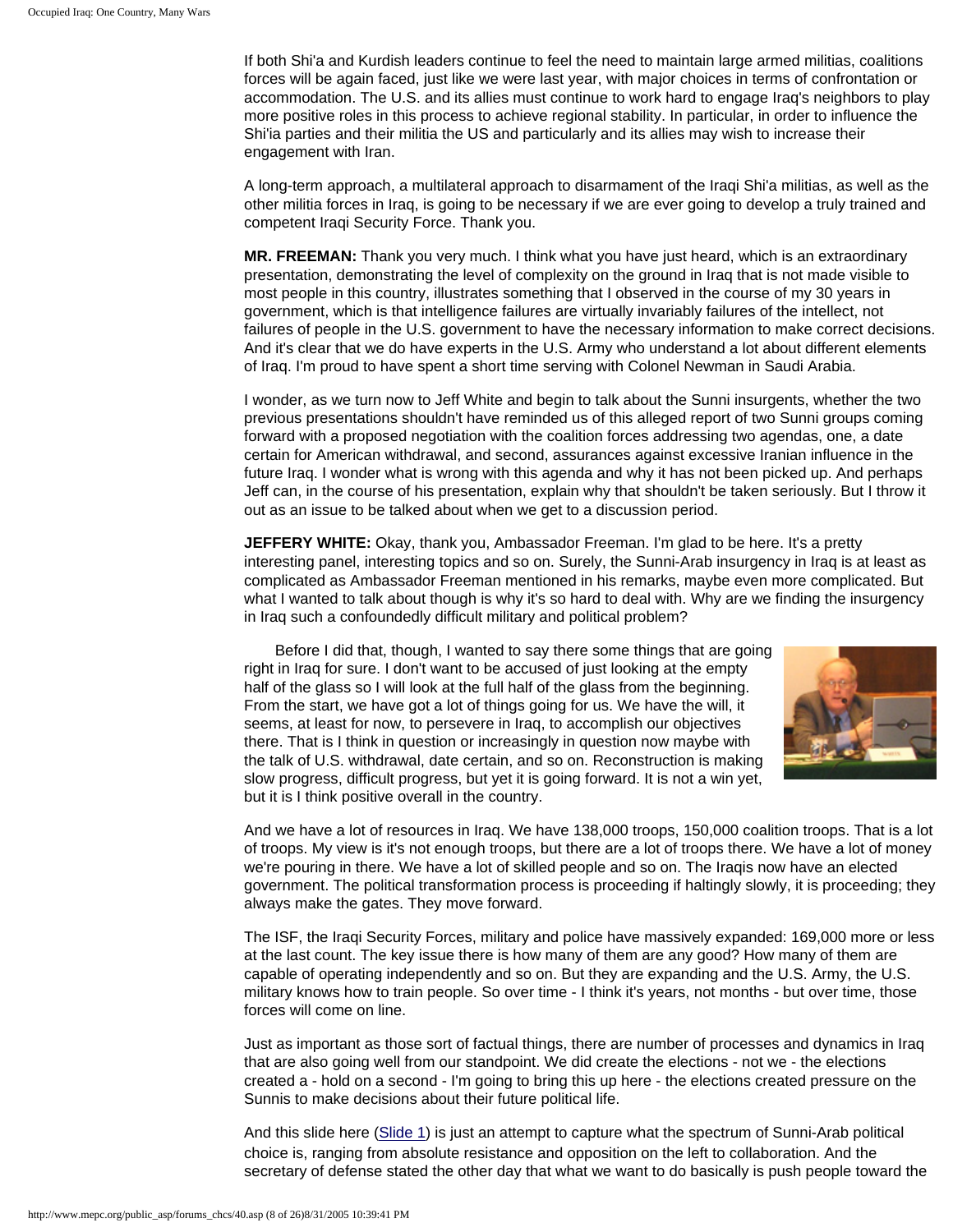If both Shi'a and Kurdish leaders continue to feel the need to maintain large armed militias, coalitions forces will be again faced, just like we were last year, with major choices in terms of confrontation or accommodation. The U.S. and its allies must continue to work hard to engage Iraq's neighbors to play more positive roles in this process to achieve regional stability. In particular, in order to influence the Shi'ia parties and their militia the US and particularly and its allies may wish to increase their engagement with Iran.

A long-term approach, a multilateral approach to disarmament of the Iraqi Shi'a militias, as well as the other militia forces in Iraq, is going to be necessary if we are ever going to develop a truly trained and competent Iraqi Security Force. Thank you.

**MR. FREEMAN:** Thank you very much. I think what you have just heard, which is an extraordinary presentation, demonstrating the level of complexity on the ground in Iraq that is not made visible to most people in this country, illustrates something that I observed in the course of my 30 years in government, which is that intelligence failures are virtually invariably failures of the intellect, not failures of people in the U.S. government to have the necessary information to make correct decisions. And it's clear that we do have experts in the U.S. Army who understand a lot about different elements of Iraq. I'm proud to have spent a short time serving with Colonel Newman in Saudi Arabia.

I wonder, as we turn now to Jeff White and begin to talk about the Sunni insurgents, whether the two previous presentations shouldn't have reminded us of this alleged report of two Sunni groups coming forward with a proposed negotiation with the coalition forces addressing two agendas, one, a date certain for American withdrawal, and second, assurances against excessive Iranian influence in the future Iraq. I wonder what is wrong with this agenda and why it has not been picked up. And perhaps Jeff can, in the course of his presentation, explain why that shouldn't be taken seriously. But I throw it out as an issue to be talked about when we get to a discussion period.

**JEFFERY WHITE:** Okay, thank you, Ambassador Freeman. I'm glad to be here. It's a pretty interesting panel, interesting topics and so on. Surely, the Sunni-Arab insurgency in Iraq is at least as complicated as Ambassador Freeman mentioned in his remarks, maybe even more complicated. But what I wanted to talk about though is why it's so hard to deal with. Why are we finding the insurgency in Iraq such a confoundedly difficult military and political problem?

Before I did that, though, I wanted to say there some things that are going right in Iraq for sure. I don't want to be accused of just looking at the empty half of the glass so I will look at the full half of the glass from the beginning. From the start, we have got a lot of things going for us. We have the will, it seems, at least for now, to persevere in Iraq, to accomplish our objectives there. That is I think in question or increasingly in question now maybe with the talk of U.S. withdrawal, date certain, and so on. Reconstruction is making slow progress, difficult progress, but yet it is going forward. It is not a win yet, but it is I think positive overall in the country.

And we have a lot of resources in Iraq. We have 138,000 troops, 150,000 coalition troops. That is a lot of troops. My view is it's not enough troops, but there are a lot of troops there. We have a lot of money we're pouring in there. We have a lot of skilled people and so on. The Iraqis now have an elected government. The political transformation process is proceeding if haltingly slowly, it is proceeding; they always make the gates. They move forward.

The ISF, the Iraqi Security Forces, military and police have massively expanded: 169,000 more or less at the last count. The key issue there is how many of them are any good? How many of them are capable of operating independently and so on. But they are expanding and the U.S. Army, the U.S. military knows how to train people. So over time - I think it's years, not months - but over time, those forces will come on line.

Just as important as those sort of factual things, there are number of processes and dynamics in Iraq that are also going well from our standpoint. We did create the elections - not we - the elections created a - hold on a second - I'm going to bring this up here - the elections created pressure on the Sunnis to make decisions about their future political life.

And this slide here (Slide 1) is just an attempt to capture what the spectrum of Sunni-Arab political choice is, ranging from absolute resistance and opposition on the left to collaboration. And the secretary of defense stated the other day that what we want to do basically is push people toward the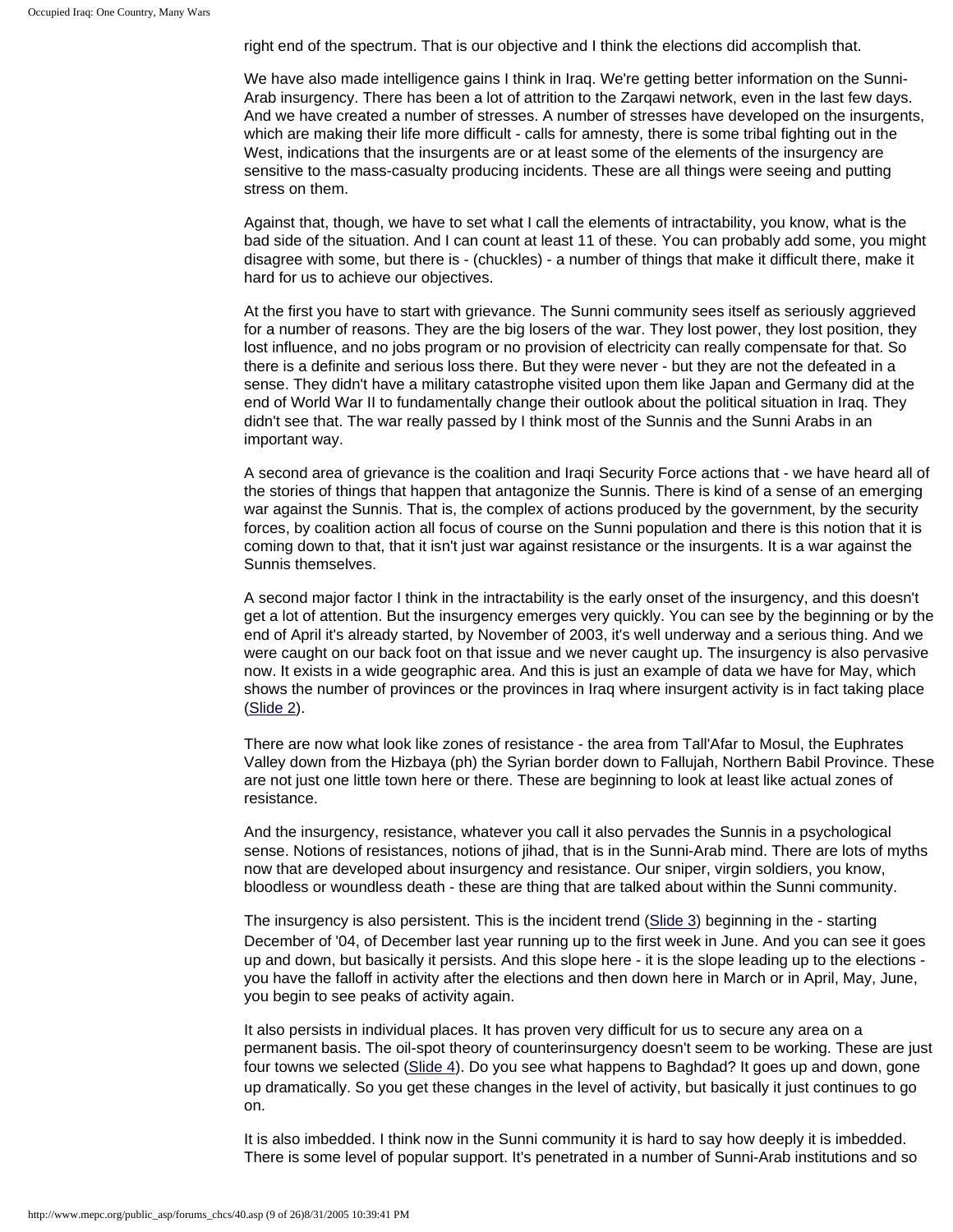right end of the spectrum. That is our objective and I think the elections did accomplish that.

We have also made intelligence gains I think in Iraq. We're getting better information on the Sunni-Arab insurgency. There has been a lot of attrition to the Zarqawi network, even in the last few days. And we have created a number of stresses. A number of stresses have developed on the insurgents, which are making their life more difficult - calls for amnesty, there is some tribal fighting out in the West, indications that the insurgents are or at least some of the elements of the insurgency are sensitive to the mass-casualty producing incidents. These are all things were seeing and putting stress on them.

Against that, though, we have to set what I call the elements of intractability, you know, what is the bad side of the situation. And I can count at least 11 of these. You can probably add some, you might disagree with some, but there is - (chuckles) - a number of things that make it difficult there, make it hard for us to achieve our objectives.

At the first you have to start with grievance. The Sunni community sees itself as seriously aggrieved for a number of reasons. They are the big losers of the war. They lost power, they lost position, they lost influence, and no jobs program or no provision of electricity can really compensate for that. So there is a definite and serious loss there. But they were never - but they are not the defeated in a sense. They didn't have a military catastrophe visited upon them like Japan and Germany did at the end of World War II to fundamentally change their outlook about the political situation in Iraq. They didn't see that. The war really passed by I think most of the Sunnis and the Sunni Arabs in an important way.

A second area of grievance is the coalition and Iraqi Security Force actions that - we have heard all of the stories of things that happen that antagonize the Sunnis. There is kind of a sense of an emerging war against the Sunnis. That is, the complex of actions produced by the government, by the security forces, by coalition action all focus of course on the Sunni population and there is this notion that it is coming down to that, that it isn't just war against resistance or the insurgents. It is a war against the Sunnis themselves.

A second major factor I think in the intractability is the early onset of the insurgency, and this doesn't get a lot of attention. But the insurgency emerges very quickly. You can see by the beginning or by the end of April it's already started, by November of 2003, it's well underway and a serious thing. And we were caught on our back foot on that issue and we never caught up. The insurgency is also pervasive now. It exists in a wide geographic area. And this is just an example of data we have for May, which shows the number of provinces or the provinces in Iraq where insurgent activity is in fact taking place (Slide 2).

There are now what look like zones of resistance - the area from Tall'Afar to Mosul, the Euphrates Valley down from the Hizbaya (ph) the Syrian border down to Fallujah, Northern Babil Province. These are not just one little town here or there. These are beginning to look at least like actual zones of resistance.

And the insurgency, resistance, whatever you call it also pervades the Sunnis in a psychological sense. Notions of resistances, notions of jihad, that is in the Sunni-Arab mind. There are lots of myths now that are developed about insurgency and resistance. Our sniper, virgin soldiers, you know, bloodless or woundless death - these are thing that are talked about within the Sunni community.

The insurgency is also persistent. This is the incident trend (Slide 3) beginning in the - starting December of '04, of December last year running up to the first week in June. And you can see it goes up and down, but basically it persists. And this slope here - it is the slope leading up to the elections - you have the falloff in activity after the elections and then down here in March or in April, May, June, you begin to see peaks of activity again.

It also persists in individual places. It has proven very difficult for us to secure any area on a permanent basis. The oil-spot theory of counterinsurgency doesn't seem to be working. These are just four towns we selected (Slide 4). Do you see what happens to Baghdad? It goes up and down, gone up dramatically. So you get these changes in the level of activity, but basically it just continues to go on.

It is also imbedded. I think now in the Sunni community it is hard to say how deeply it is imbedded. There is some level of popular support. It's penetrated in a number of Sunni-Arab institutions and so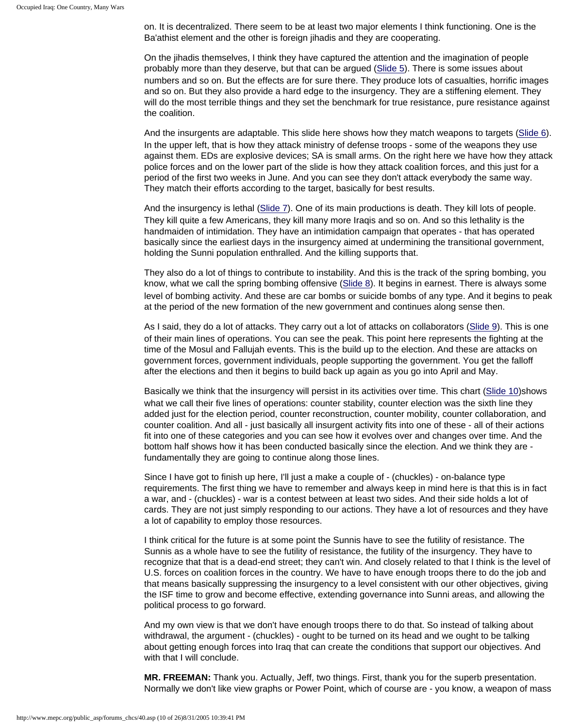on. It is decentralized. There seem to be at least two major elements I think functioning. One is the Ba'athist element and the other is foreign jihadis and they are cooperating.

On the jihadis themselves, I think they have captured the attention and the imagination of people probably more than they deserve, but that can be argued (Slide 5). There is some issues about numbers and so on. But the effects are for sure there. They produce lots of casualties, horrific images and so on. But they also provide a hard edge to the insurgency. They are a stiffening element. They will do the most terrible things and they set the benchmark for true resistance, pure resistance against the coalition.

And the insurgents are adaptable. This slide here shows how they match weapons to targets (Slide 6). In the upper left, that is how they attack ministry of defense troops - some of the weapons they use against them. EDs are explosive devices; SA is small arms. On the right here we have how they attack police forces and on the lower part of the slide is how they attack coalition forces, and this just for a period of the first two weeks in June. And you can see they don't attack everybody the same way. They match their efforts according to the target, basically for best results.

And the insurgency is lethal (Slide 7). One of its main productions is death. They kill lots of people. They kill quite a few Americans, they kill many more Iraqis and so on. And so this lethality is the handmaiden of intimidation. They have an intimidation campaign that operates - that has operated basically since the earliest days in the insurgency aimed at undermining the transitional government, holding the Sunni population enthralled. And the killing supports that.

They also do a lot of things to contribute to instability. And this is the track of the spring bombing, you know, what we call the spring bombing offensive (Slide 8). It begins in earnest. There is always some level of bombing activity. And these are car bombs or suicide bombs of any type. And it begins to peak at the period of the new formation of the new government and continues along sense then.

As I said, they do a lot of attacks. They carry out a lot of attacks on collaborators (Slide 9). This is one of their main lines of operations. You can see the peak. This point here represents the fighting at the time of the Mosul and Fallujah events. This is the build up to the election. And these are attacks on government forces, government individuals, people supporting the government. You get the falloff after the elections and then it begins to build back up again as you go into April and May.

Basically we think that the insurgency will persist in its activities over time. This chart (Slide 10)shows what we call their five lines of operations: counter stability, counter election was the sixth line they added just for the election period, counter reconstruction, counter mobility, counter collaboration, and counter coalition. And all - just basically all insurgent activity fits into one of these - all of their actions fit into one of these categories and you can see how it evolves over and changes over time. And the bottom half shows how it has been conducted basically since the election. And we think they are - fundamentally they are going to continue along those lines.

Since I have got to finish up here, I'll just a make a couple of - (chuckles) - on-balance type requirements. The first thing we have to remember and always keep in mind here is that this is in fact a war, and - (chuckles) - war is a contest between at least two sides. And their side holds a lot of cards. They are not just simply responding to our actions. They have a lot of resources and they have a lot of capability to employ those resources.

I think critical for the future is at some point the Sunnis have to see the futility of resistance. The Sunnis as a whole have to see the futility of resistance, the futility of the insurgency. They have to recognize that that is a dead-end street; they can't win. And closely related to that I think is the level of U.S. forces on coalition forces in the country. We have to have enough troops there to do the job and that means basically suppressing the insurgency to a level consistent with our other objectives, giving the ISF time to grow and become effective, extending governance into Sunni areas, and allowing the political process to go forward.

And my own view is that we don't have enough troops there to do that. So instead of talking about withdrawal, the argument - (chuckles) - ought to be turned on its head and we ought to be talking about getting enough forces into Iraq that can create the conditions that support our objectives. And with that I will conclude.

**MR. FREEMAN:** Thank you. Actually, Jeff, two things. First, thank you for the superb presentation. Normally we don't like view graphs or Power Point, which of course are - you know, a weapon of mass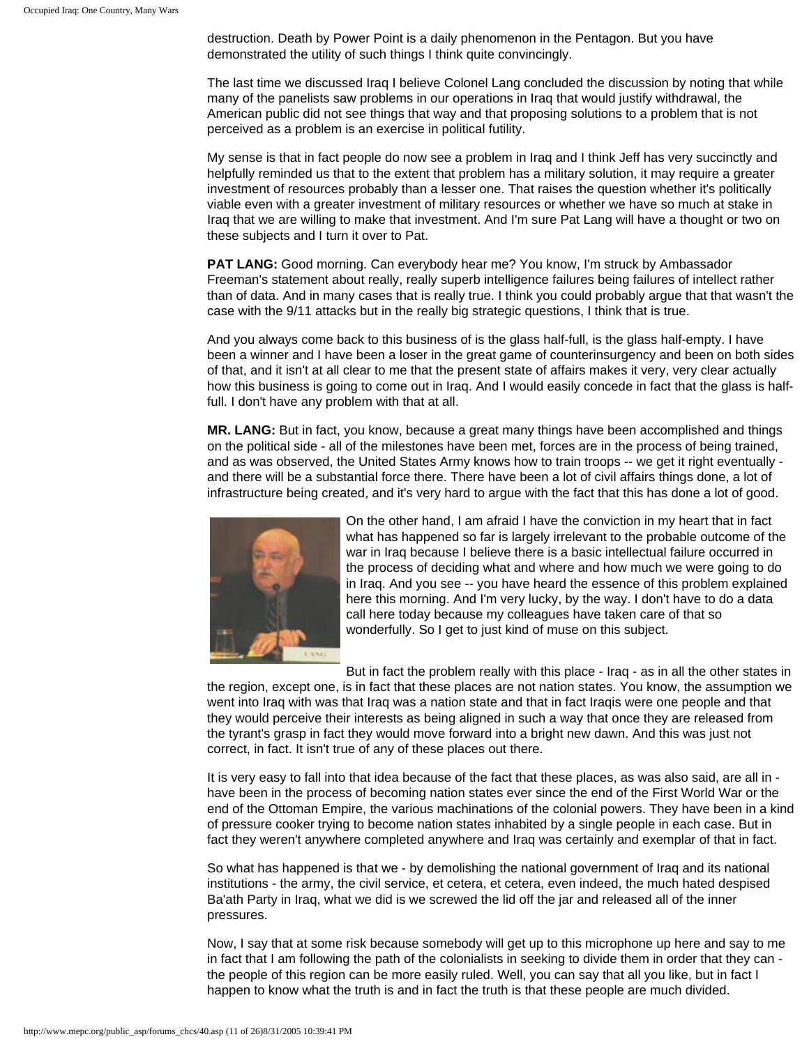destruction. Death by Power Point is a daily phenomenon in the Pentagon. But you have demonstrated the utility of such things I think quite convincingly.

The last time we discussed Iraq I believe Colonel Lang concluded the discussion by noting that while many of the panelists saw problems in our operations in Iraq that would justify withdrawal, the American public did not see things that way and that proposing solutions to a problem that is not perceived as a problem is an exercise in political futility.

My sense is that in fact people do now see a problem in Iraq and I think Jeff has very succinctly and helpfully reminded us that to the extent that problem has a military solution, it may require a greater investment of resources probably than a lesser one. That raises the question whether it's politically viable even with a greater investment of military resources or whether we have so much at stake in Iraq that we are willing to make that investment. And I'm sure Pat Lang will have a thought or two on these subjects and I turn it over to Pat.

**PAT LANG:** Good morning. Can everybody hear me? You know, I'm struck by Ambassador Freeman's statement about really, really superb intelligence failures being failures of intellect rather than of data. And in many cases that is really true. I think you could probably argue that that wasn't the case with the 9/11 attacks but in the really big strategic questions, I think that is true.

And you always come back to this business of is the glass half-full, is the glass half-empty. I have been a winner and I have been a loser in the great game of counterinsurgency and been on both sides of that, and it isn't at all clear to me that the present state of affairs makes it very, very clear actually how this business is going to come out in Iraq. And I would easily concede in fact that the glass is half-full. I don't have any problem with that at all.

**MR. LANG:** But in fact, you know, because a great many things have been accomplished and things on the political side - all of the milestones have been met, forces are in the process of being trained, and as was observed, the United States Army knows how to train troops -- we get it right eventually - and there will be a substantial force there. There have been a lot of civil affairs things done, a lot of infrastructure being created, and it's very hard to argue with the fact that this has done a lot of good.

On the other hand, I am afraid I have the conviction in my heart that in fact what has happened so far is largely irrelevant to the probable outcome of the war in Iraq because I believe there is a basic intellectual failure occurred in the process of deciding what and where and how much we were going to do in Iraq. And you see -- you have heard the essence of this problem explained here this morning. And I'm very lucky, by the way. I don't have to do a data call here today because my colleagues have taken care of that so wonderfully. So I get to just kind of muse on this subject.

But in fact the problem really with this place - Iraq - as in all the other states in the region, except one, is in fact that these places are not nation states. You know, the assumption we went into Iraq with was that Iraq was a nation state and that in fact Iraqis were one people and that they would perceive their interests as being aligned in such a way that once they are released from the tyrant's grasp in fact they would move forward into a bright new dawn. And this was just not correct, in fact. It isn't true of any of these places out there.

It is very easy to fall into that idea because of the fact that these places, as was also said, are all in - have been in the process of becoming nation states ever since the end of the First World War or the end of the Ottoman Empire, the various machinations of the colonial powers. They have been in a kind of pressure cooker trying to become nation states inhabited by a single people in each case. But in fact they weren't anywhere completed anywhere and Iraq was certainly and exemplar of that in fact.

So what has happened is that we - by demolishing the national government of Iraq and its national institutions - the army, the civil service, et cetera, et cetera, even indeed, the much hated despised Ba'ath Party in Iraq, what we did is we screwed the lid off the jar and released all of the inner pressures.

Now, I say that at some risk because somebody will get up to this microphone up here and say to me in fact that I am following the path of the colonialists in seeking to divide them in order that they can - the people of this region can be more easily ruled. Well, you can say that all you like, but in fact I happen to know what the truth is and in fact the truth is that these people are much divided.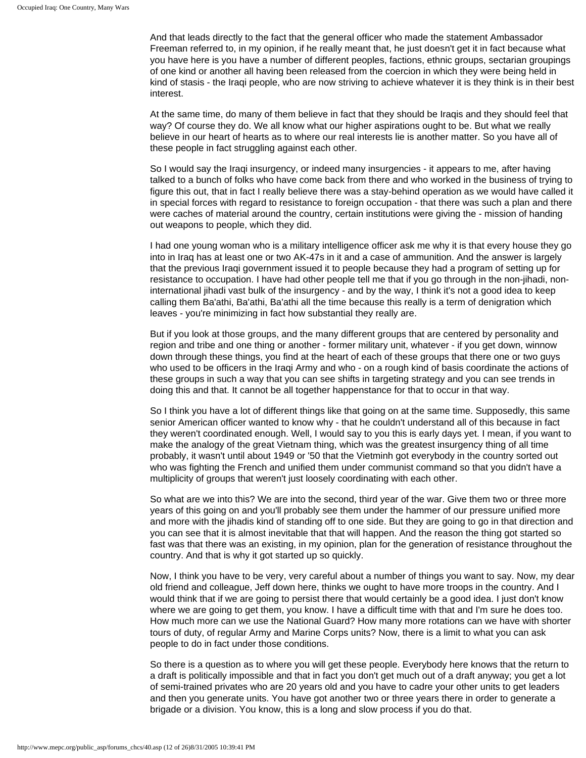And that leads directly to the fact that the general officer who made the statement Ambassador Freeman referred to, in my opinion, if he really meant that, he just doesn't get it in fact because what you have here is you have a number of different peoples, factions, ethnic groups, sectarian groupings of one kind or another all having been released from the coercion in which they were being held in kind of stasis - the Iraqi people, who are now striving to achieve whatever it is they think is in their best interest.

At the same time, do many of them believe in fact that they should be Iraqis and they should feel that way? Of course they do. We all know what our higher aspirations ought to be. But what we really believe in our heart of hearts as to where our real interests lie is another matter. So you have all of these people in fact struggling against each other.

So I would say the Iraqi insurgency, or indeed many insurgencies - it appears to me, after having talked to a bunch of folks who have come back from there and who worked in the business of trying to figure this out, that in fact I really believe there was a stay-behind operation as we would have called it in special forces with regard to resistance to foreign occupation - that there was such a plan and there were caches of material around the country, certain institutions were giving the - mission of handing out weapons to people, which they did.

I had one young woman who is a military intelligence officer ask me why it is that every house they go into in Iraq has at least one or two AK-47s in it and a case of ammunition. And the answer is largely that the previous Iraqi government issued it to people because they had a program of setting up for resistance to occupation. I have had other people tell me that if you go through in the non-jihadi, non-international jihadi vast bulk of the insurgency - and by the way, I think it's not a good idea to keep calling them Ba'athi, Ba'athi, Ba'athi all the time because this really is a term of denigration which leaves - you're minimizing in fact how substantial they really are.

But if you look at those groups, and the many different groups that are centered by personality and region and tribe and one thing or another - former military unit, whatever - if you get down, winnow down through these things, you find at the heart of each of these groups that there one or two guys who used to be officers in the Iraqi Army and who - on a rough kind of basis coordinate the actions of these groups in such a way that you can see shifts in targeting strategy and you can see trends in doing this and that. It cannot be all together happenstance for that to occur in that way.

So I think you have a lot of different things like that going on at the same time. Supposedly, this same senior American officer wanted to know why - that he couldn't understand all of this because in fact they weren't coordinated enough. Well, I would say to you this is early days yet. I mean, if you want to make the analogy of the great Vietnam thing, which was the greatest insurgency thing of all time probably, it wasn't until about 1949 or '50 that the Vietminh got everybody in the country sorted out who was fighting the French and unified them under communist command so that you didn't have a multiplicity of groups that weren't just loosely coordinating with each other.

So what are we into this? We are into the second, third year of the war. Give them two or three more years of this going on and you'll probably see them under the hammer of our pressure unified more and more with the jihadis kind of standing off to one side. But they are going to go in that direction and you can see that it is almost inevitable that that will happen. And the reason the thing got started so fast was that there was an existing, in my opinion, plan for the generation of resistance throughout the country. And that is why it got started up so quickly.

Now, I think you have to be very, very careful about a number of things you want to say. Now, my dear old friend and colleague, Jeff down here, thinks we ought to have more troops in the country. And I would think that if we are going to persist there that would certainly be a good idea. I just don't know where we are going to get them, you know. I have a difficult time with that and I'm sure he does too. How much more can we use the National Guard? How many more rotations can we have with shorter tours of duty, of regular Army and Marine Corps units? Now, there is a limit to what you can ask people to do in fact under those conditions.

So there is a question as to where you will get these people. Everybody here knows that the return to a draft is politically impossible and that in fact you don't get much out of a draft anyway; you get a lot of semi-trained privates who are 20 years old and you have to cadre your other units to get leaders and then you generate units. You have got another two or three years there in order to generate a brigade or a division. You know, this is a long and slow process if you do that.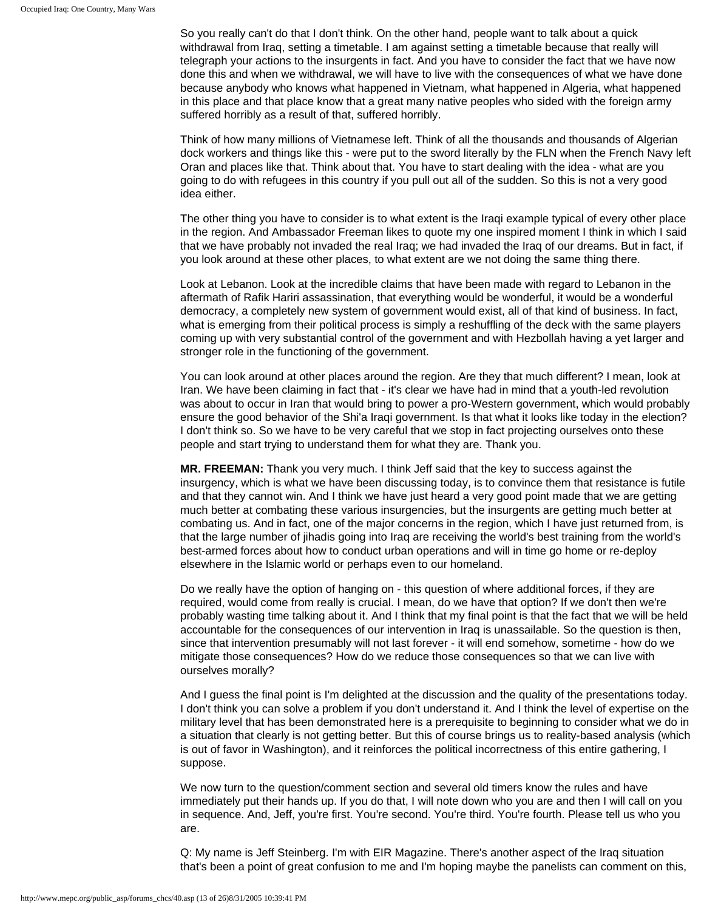So you really can't do that I don't think. On the other hand, people want to talk about a quick withdrawal from Iraq, setting a timetable. I am against setting a timetable because that really will telegraph your actions to the insurgents in fact. And you have to consider the fact that we have now done this and when we withdrawal, we will have to live with the consequences of what we have done because anybody who knows what happened in Vietnam, what happened in Algeria, what happened in this place and that place know that a great many native peoples who sided with the foreign army suffered horribly as a result of that, suffered horribly.

Think of how many millions of Vietnamese left. Think of all the thousands and thousands of Algerian dock workers and things like this - were put to the sword literally by the FLN when the French Navy left Oran and places like that. Think about that. You have to start dealing with the idea - what are you going to do with refugees in this country if you pull out all of the sudden. So this is not a very good idea either.

The other thing you have to consider is to what extent is the Iraqi example typical of every other place in the region. And Ambassador Freeman likes to quote my one inspired moment I think in which I said that we have probably not invaded the real Iraq; we had invaded the Iraq of our dreams. But in fact, if you look around at these other places, to what extent are we not doing the same thing there.

Look at Lebanon. Look at the incredible claims that have been made with regard to Lebanon in the aftermath of Rafik Hariri assassination, that everything would be wonderful, it would be a wonderful democracy, a completely new system of government would exist, all of that kind of business. In fact, what is emerging from their political process is simply a reshuffling of the deck with the same players coming up with very substantial control of the government and with Hezbollah having a yet larger and stronger role in the functioning of the government.

You can look around at other places around the region. Are they that much different? I mean, look at Iran. We have been claiming in fact that - it's clear we have had in mind that a youth-led revolution was about to occur in Iran that would bring to power a pro-Western government, which would probably ensure the good behavior of the Shi'a Iraqi government. Is that what it looks like today in the election? I don't think so. So we have to be very careful that we stop in fact projecting ourselves onto these people and start trying to understand them for what they are. Thank you.

**MR. FREEMAN:** Thank you very much. I think Jeff said that the key to success against the insurgency, which is what we have been discussing today, is to convince them that resistance is futile and that they cannot win. And I think we have just heard a very good point made that we are getting much better at combating these various insurgencies, but the insurgents are getting much better at combating us. And in fact, one of the major concerns in the region, which I have just returned from, is that the large number of jihadis going into Iraq are receiving the world's best training from the world's best-armed forces about how to conduct urban operations and will in time go home or re-deploy elsewhere in the Islamic world or perhaps even to our homeland.

Do we really have the option of hanging on - this question of where additional forces, if they are required, would come from really is crucial. I mean, do we have that option? If we don't then we're probably wasting time talking about it. And I think that my final point is that the fact that we will be held accountable for the consequences of our intervention in Iraq is unassailable. So the question is then, since that intervention presumably will not last forever - it will end somehow, sometime - how do we mitigate those consequences? How do we reduce those consequences so that we can live with ourselves morally?

And I guess the final point is I'm delighted at the discussion and the quality of the presentations today. I don't think you can solve a problem if you don't understand it. And I think the level of expertise on the military level that has been demonstrated here is a prerequisite to beginning to consider what we do in a situation that clearly is not getting better. But this of course brings us to reality-based analysis (which is out of favor in Washington), and it reinforces the political incorrectness of this entire gathering, I suppose.

We now turn to the question/comment section and several old timers know the rules and have immediately put their hands up. If you do that, I will note down who you are and then I will call on you in sequence. And, Jeff, you're first. You're second. You're third. You're fourth. Please tell us who you are.

Q: My name is Jeff Steinberg. I'm with EIR Magazine. There's another aspect of the Iraq situation that's been a point of great confusion to me and I'm hoping maybe the panelists can comment on this,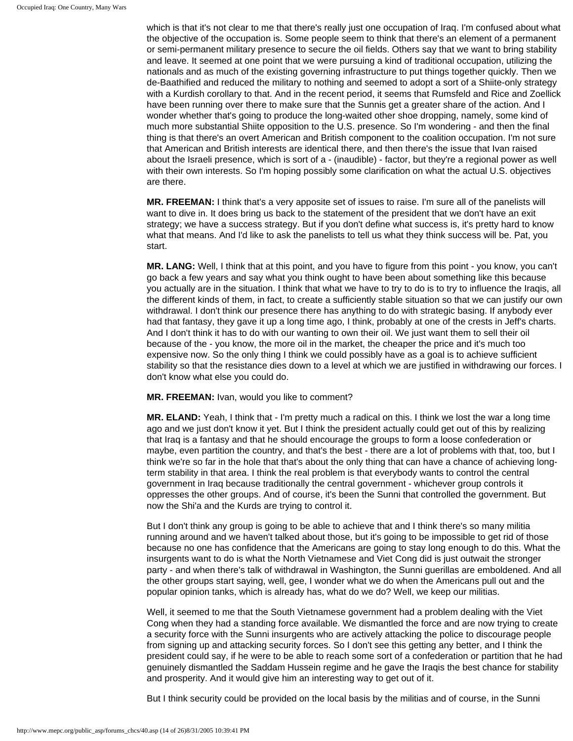which is that it's not clear to me that there's really just one occupation of Iraq. I'm confused about what the objective of the occupation is. Some people seem to think that there's an element of a permanent or semi-permanent military presence to secure the oil fields. Others say that we want to bring stability and leave. It seemed at one point that we were pursuing a kind of traditional occupation, utilizing the nationals and as much of the existing governing infrastructure to put things together quickly. Then we de-Baathified and reduced the military to nothing and seemed to adopt a sort of a Shiite-only strategy with a Kurdish corollary to that. And in the recent period, it seems that Rumsfeld and Rice and Zoellick have been running over there to make sure that the Sunnis get a greater share of the action. And I wonder whether that's going to produce the long-waited other shoe dropping, namely, some kind of much more substantial Shiite opposition to the U.S. presence. So I'm wondering - and then the final thing is that there's an overt American and British component to the coalition occupation. I'm not sure that American and British interests are identical there, and then there's the issue that Ivan raised about the Israeli presence, which is sort of a - (inaudible) - factor, but they're a regional power as well with their own interests. So I'm hoping possibly some clarification on what the actual U.S. objectives are there.

**MR. FREEMAN:** I think that's a very apposite set of issues to raise. I'm sure all of the panelists will want to dive in. It does bring us back to the statement of the president that we don't have an exit strategy; we have a success strategy. But if you don't define what success is, it's pretty hard to know what that means. And I'd like to ask the panelists to tell us what they think success will be. Pat, you start.

**MR. LANG:** Well, I think that at this point, and you have to figure from this point - you know, you can't go back a few years and say what you think ought to have been about something like this because you actually are in the situation. I think that what we have to try to do is to try to influence the Iraqis, all the different kinds of them, in fact, to create a sufficiently stable situation so that we can justify our own withdrawal. I don't think our presence there has anything to do with strategic basing. If anybody ever had that fantasy, they gave it up a long time ago, I think, probably at one of the crests in Jeff's charts. And I don't think it has to do with our wanting to own their oil. We just want them to sell their oil because of the - you know, the more oil in the market, the cheaper the price and it's much too expensive now. So the only thing I think we could possibly have as a goal is to achieve sufficient stability so that the resistance dies down to a level at which we are justified in withdrawing our forces. I don't know what else you could do.

**MR. FREEMAN:** Ivan, would you like to comment?

**MR. ELAND:** Yeah, I think that - I'm pretty much a radical on this. I think we lost the war a long time ago and we just don't know it yet. But I think the president actually could get out of this by realizing that Iraq is a fantasy and that he should encourage the groups to form a loose confederation or maybe, even partition the country, and that's the best - there are a lot of problems with that, too, but I think we're so far in the hole that that's about the only thing that can have a chance of achieving long-term stability in that area. I think the real problem is that everybody wants to control the central government in Iraq because traditionally the central government - whichever group controls it oppresses the other groups. And of course, it's been the Sunni that controlled the government. But now the Shi'a and the Kurds are trying to control it.

But I don't think any group is going to be able to achieve that and I think there's so many militia running around and we haven't talked about those, but it's going to be impossible to get rid of those because no one has confidence that the Americans are going to stay long enough to do this. What the insurgents want to do is what the North Vietnamese and Viet Cong did is just outwait the stronger party - and when there's talk of withdrawal in Washington, the Sunni guerillas are emboldened. And all the other groups start saying, well, gee, I wonder what we do when the Americans pull out and the popular opinion tanks, which is already has, what do we do? Well, we keep our militias.

Well, it seemed to me that the South Vietnamese government had a problem dealing with the Viet Cong when they had a standing force available. We dismantled the force and are now trying to create a security force with the Sunni insurgents who are actively attacking the police to discourage people from signing up and attacking security forces. So I don't see this getting any better, and I think the president could say, if he were to be able to reach some sort of a confederation or partition that he had genuinely dismantled the Saddam Hussein regime and he gave the Iraqis the best chance for stability and prosperity. And it would give him an interesting way to get out of it.

But I think security could be provided on the local basis by the militias and of course, in the Sunni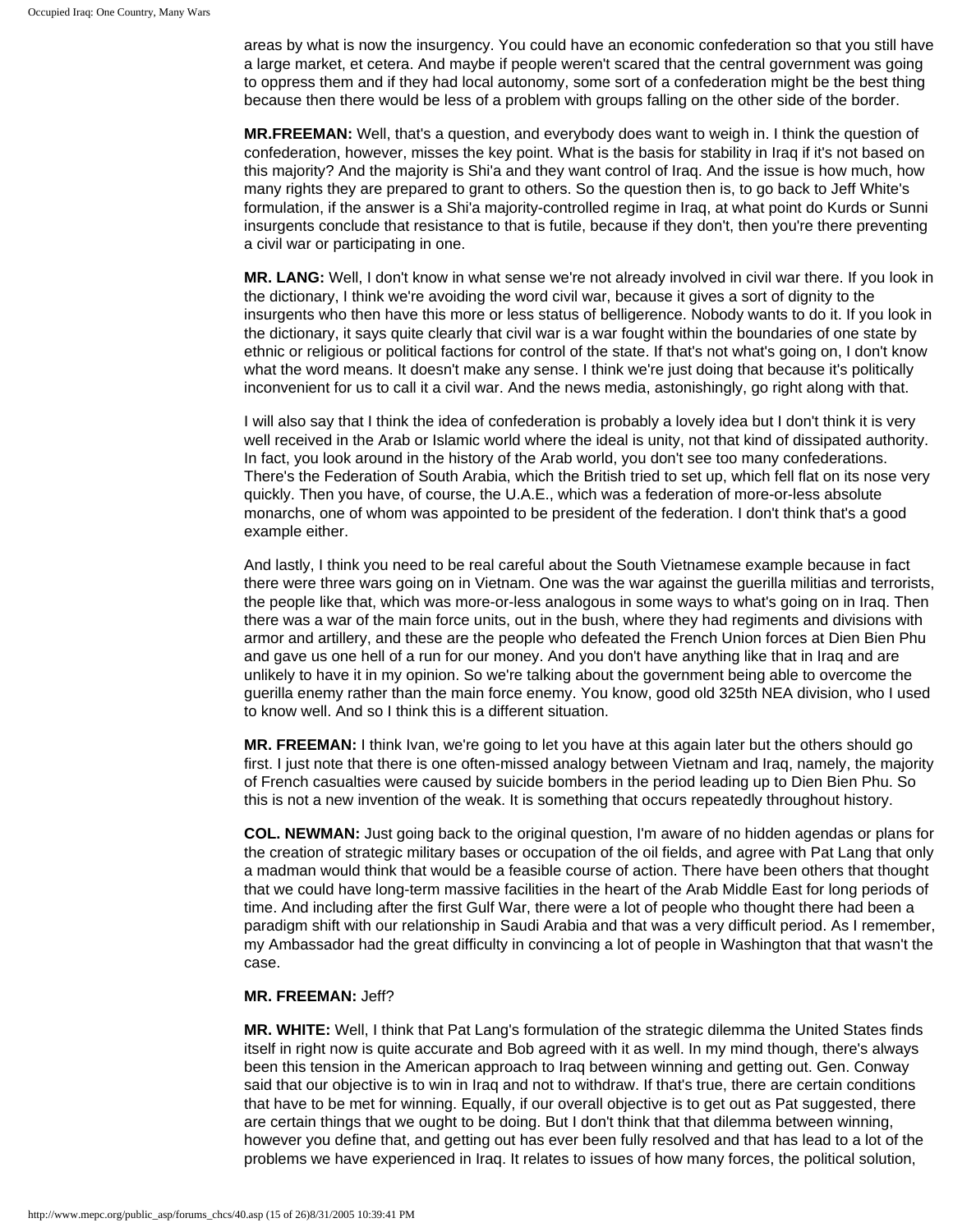areas by what is now the insurgency. You could have an economic confederation so that you still have a large market, et cetera. And maybe if people weren't scared that the central government was going to oppress them and if they had local autonomy, some sort of a confederation might be the best thing because then there would be less of a problem with groups falling on the other side of the border.

**MR.FREEMAN:** Well, that's a question, and everybody does want to weigh in. I think the question of confederation, however, misses the key point. What is the basis for stability in Iraq if it's not based on this majority? And the majority is Shi'a and they want control of Iraq. And the issue is how much, how many rights they are prepared to grant to others. So the question then is, to go back to Jeff White's formulation, if the answer is a Shi'a majority-controlled regime in Iraq, at what point do Kurds or Sunni insurgents conclude that resistance to that is futile, because if they don't, then you're there preventing a civil war or participating in one.

**MR. LANG:** Well, I don't know in what sense we're not already involved in civil war there. If you look in the dictionary, I think we're avoiding the word civil war, because it gives a sort of dignity to the insurgents who then have this more or less status of belligerence. Nobody wants to do it. If you look in the dictionary, it says quite clearly that civil war is a war fought within the boundaries of one state by ethnic or religious or political factions for control of the state. If that's not what's going on, I don't know what the word means. It doesn't make any sense. I think we're just doing that because it's politically inconvenient for us to call it a civil war. And the news media, astonishingly, go right along with that.

I will also say that I think the idea of confederation is probably a lovely idea but I don't think it is very well received in the Arab or Islamic world where the ideal is unity, not that kind of dissipated authority. In fact, you look around in the history of the Arab world, you don't see too many confederations. There's the Federation of South Arabia, which the British tried to set up, which fell flat on its nose very quickly. Then you have, of course, the U.A.E., which was a federation of more-or-less absolute monarchs, one of whom was appointed to be president of the federation. I don't think that's a good example either.

And lastly, I think you need to be real careful about the South Vietnamese example because in fact there were three wars going on in Vietnam. One was the war against the guerilla militias and terrorists, the people like that, which was more-or-less analogous in some ways to what's going on in Iraq. Then there was a war of the main force units, out in the bush, where they had regiments and divisions with armor and artillery, and these are the people who defeated the French Union forces at Dien Bien Phu and gave us one hell of a run for our money. And you don't have anything like that in Iraq and are unlikely to have it in my opinion. So we're talking about the government being able to overcome the guerilla enemy rather than the main force enemy. You know, good old 325th NEA division, who I used to know well. And so I think this is a different situation.

**MR. FREEMAN:** I think Ivan, we're going to let you have at this again later but the others should go first. I just note that there is one often-missed analogy between Vietnam and Iraq, namely, the majority of French casualties were caused by suicide bombers in the period leading up to Dien Bien Phu. So this is not a new invention of the weak. It is something that occurs repeatedly throughout history.

**COL. NEWMAN:** Just going back to the original question, I'm aware of no hidden agendas or plans for the creation of strategic military bases or occupation of the oil fields, and agree with Pat Lang that only a madman would think that would be a feasible course of action. There have been others that thought that we could have long-term massive facilities in the heart of the Arab Middle East for long periods of time. And including after the first Gulf War, there were a lot of people who thought there had been a paradigm shift with our relationship in Saudi Arabia and that was a very difficult period. As I remember, my Ambassador had the great difficulty in convincing a lot of people in Washington that that wasn't the case.

**MR. FREEMAN:** Jeff?

**MR. WHITE:** Well, I think that Pat Lang's formulation of the strategic dilemma the United States finds itself in right now is quite accurate and Bob agreed with it as well. In my mind though, there's always been this tension in the American approach to Iraq between winning and getting out. Gen. Conway said that our objective is to win in Iraq and not to withdraw. If that's true, there are certain conditions that have to be met for winning. Equally, if our overall objective is to get out as Pat suggested, there are certain things that we ought to be doing. But I don't think that that dilemma between winning, however you define that, and getting out has ever been fully resolved and that has lead to a lot of the problems we have experienced in Iraq. It relates to issues of how many forces, the political solution,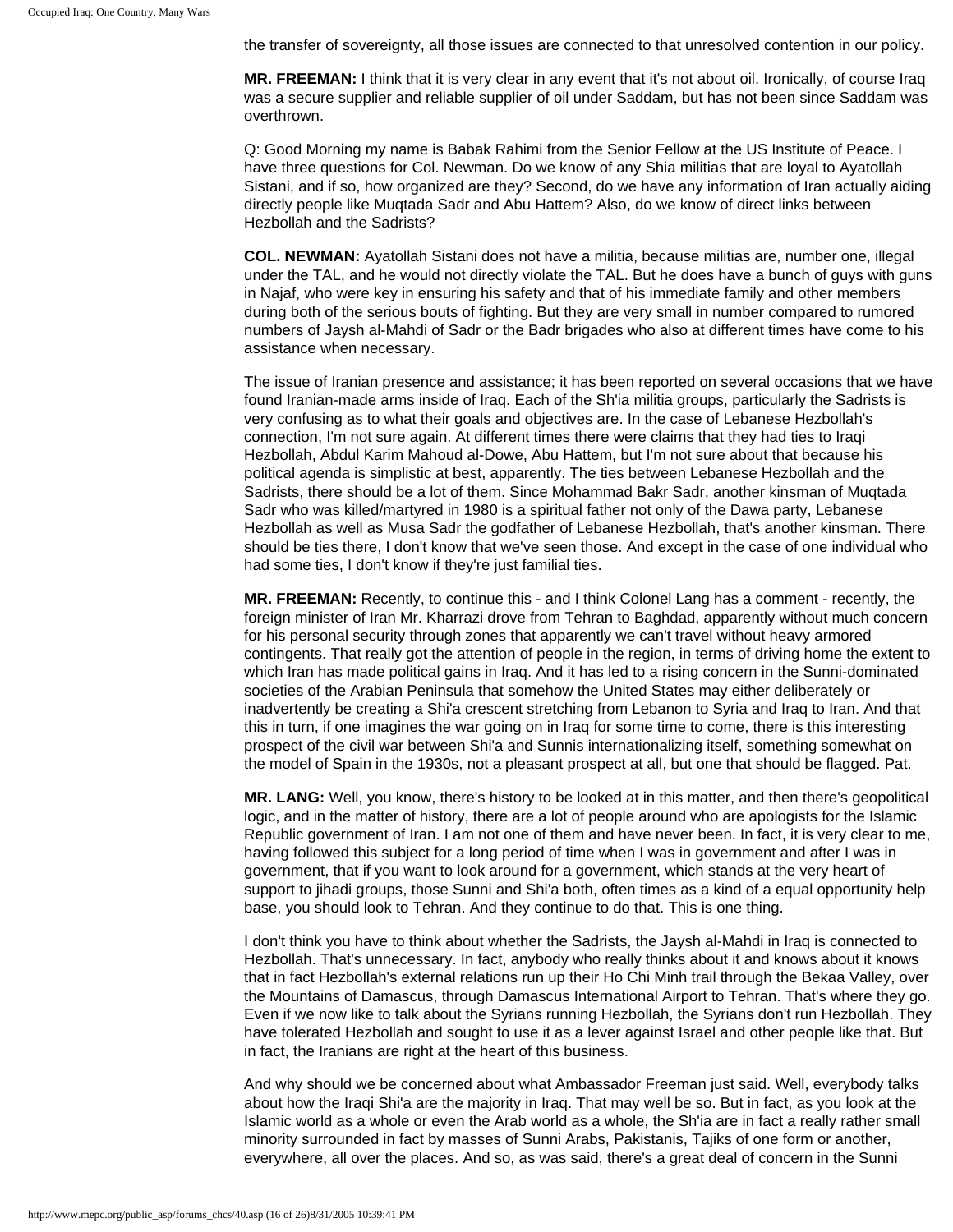the transfer of sovereignty, all those issues are connected to that unresolved contention in our policy.

**MR. FREEMAN:** I think that it is very clear in any event that it's not about oil. Ironically, of course Iraq was a secure supplier and reliable supplier of oil under Saddam, but has not been since Saddam was overthrown.

Q: Good Morning my name is Babak Rahimi from the Senior Fellow at the US Institute of Peace. I have three questions for Col. Newman. Do we know of any Shia militias that are loyal to Ayatollah Sistani, and if so, how organized are they? Second, do we have any information of Iran actually aiding directly people like Muqtada Sadr and Abu Hattem? Also, do we know of direct links between Hezbollah and the Sadrists?

**COL. NEWMAN:** Ayatollah Sistani does not have a militia, because militias are, number one, illegal under the TAL, and he would not directly violate the TAL. But he does have a bunch of guys with guns in Najaf, who were key in ensuring his safety and that of his immediate family and other members during both of the serious bouts of fighting. But they are very small in number compared to rumored numbers of Jaysh al-Mahdi of Sadr or the Badr brigades who also at different times have come to his assistance when necessary.

The issue of Iranian presence and assistance; it has been reported on several occasions that we have found Iranian-made arms inside of Iraq. Each of the Sh'ia militia groups, particularly the Sadrists is very confusing as to what their goals and objectives are. In the case of Lebanese Hezbollah's connection, I'm not sure again. At different times there were claims that they had ties to Iraqi Hezbollah, Abdul Karim Mahoud al-Dowe, Abu Hattem, but I'm not sure about that because his political agenda is simplistic at best, apparently. The ties between Lebanese Hezbollah and the Sadrists, there should be a lot of them. Since Mohammad Bakr Sadr, another kinsman of Muqtada Sadr who was killed/martyred in 1980 is a spiritual father not only of the Dawa party, Lebanese Hezbollah as well as Musa Sadr the godfather of Lebanese Hezbollah, that's another kinsman. There should be ties there, I don't know that we've seen those. And except in the case of one individual who had some ties, I don't know if they're just familial ties.

**MR. FREEMAN:** Recently, to continue this - and I think Colonel Lang has a comment - recently, the foreign minister of Iran Mr. Kharrazi drove from Tehran to Baghdad, apparently without much concern for his personal security through zones that apparently we can't travel without heavy armored contingents. That really got the attention of people in the region, in terms of driving home the extent to which Iran has made political gains in Iraq. And it has led to a rising concern in the Sunni-dominated societies of the Arabian Peninsula that somehow the United States may either deliberately or inadvertently be creating a Shi'a crescent stretching from Lebanon to Syria and Iraq to Iran. And that this in turn, if one imagines the war going on in Iraq for some time to come, there is this interesting prospect of the civil war between Shi'a and Sunnis internationalizing itself, something somewhat on the model of Spain in the 1930s, not a pleasant prospect at all, but one that should be flagged. Pat.

**MR. LANG:** Well, you know, there's history to be looked at in this matter, and then there's geopolitical logic, and in the matter of history, there are a lot of people around who are apologists for the Islamic Republic government of Iran. I am not one of them and have never been. In fact, it is very clear to me, having followed this subject for a long period of time when I was in government and after I was in government, that if you want to look around for a government, which stands at the very heart of support to jihadi groups, those Sunni and Shi'a both, often times as a kind of a equal opportunity help base, you should look to Tehran. And they continue to do that. This is one thing.

I don't think you have to think about whether the Sadrists, the Jaysh al-Mahdi in Iraq is connected to Hezbollah. That's unnecessary. In fact, anybody who really thinks about it and knows about it knows that in fact Hezbollah's external relations run up their Ho Chi Minh trail through the Bekaa Valley, over the Mountains of Damascus, through Damascus International Airport to Tehran. That's where they go. Even if we now like to talk about the Syrians running Hezbollah, the Syrians don't run Hezbollah. They have tolerated Hezbollah and sought to use it as a lever against Israel and other people like that. But in fact, the Iranians are right at the heart of this business.

And why should we be concerned about what Ambassador Freeman just said. Well, everybody talks about how the Iraqi Shi'a are the majority in Iraq. That may well be so. But in fact, as you look at the Islamic world as a whole or even the Arab world as a whole, the Sh'ia are in fact a really rather small minority surrounded in fact by masses of Sunni Arabs, Pakistanis, Tajiks of one form or another, everywhere, all over the places. And so, as was said, there's a great deal of concern in the Sunni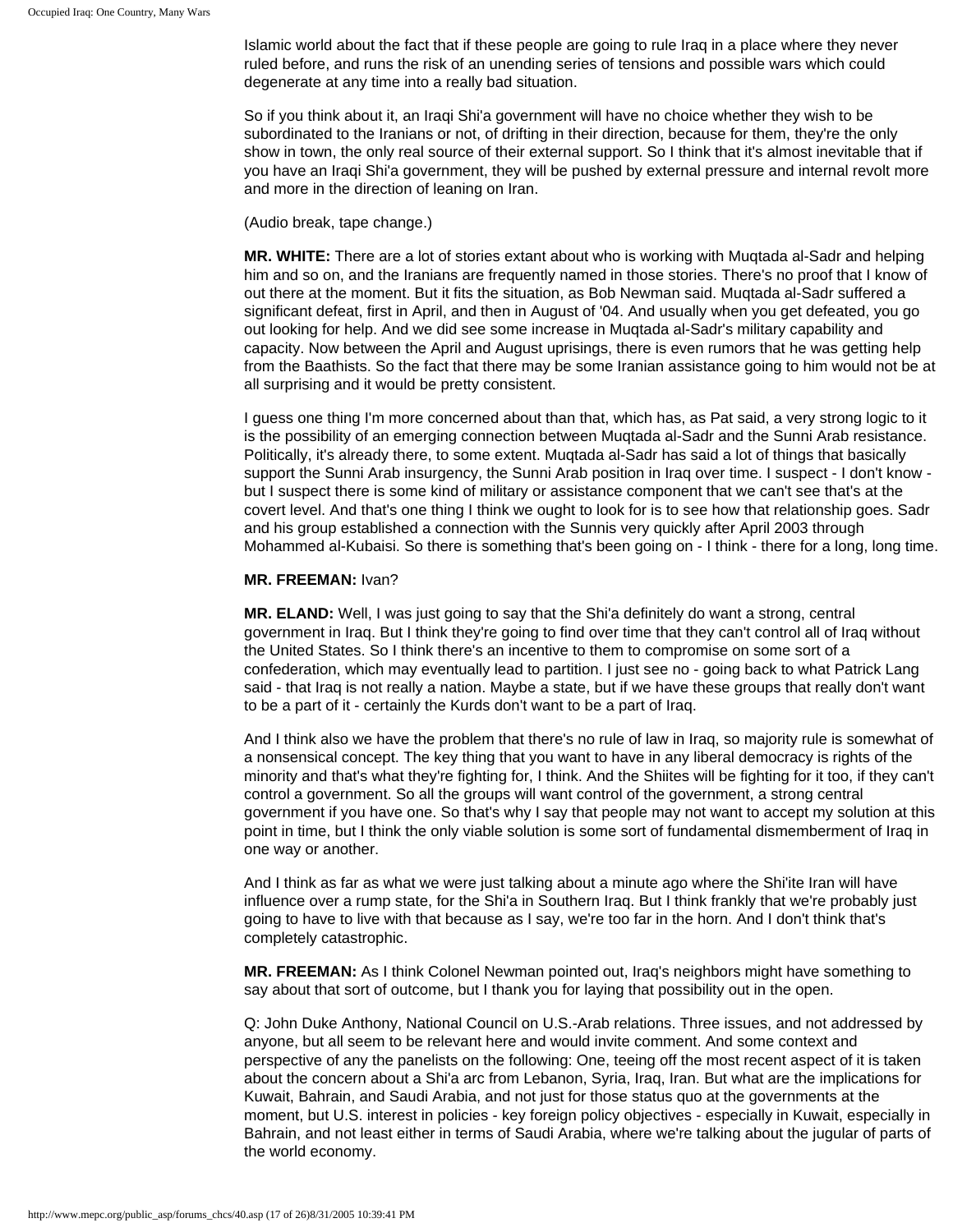Islamic world about the fact that if these people are going to rule Iraq in a place where they never ruled before, and runs the risk of an unending series of tensions and possible wars which could degenerate at any time into a really bad situation.

So if you think about it, an Iraqi Shi'a government will have no choice whether they wish to be subordinated to the Iranians or not, of drifting in their direction, because for them, they're the only show in town, the only real source of their external support. So I think that it's almost inevitable that if you have an Iraqi Shi'a government, they will be pushed by external pressure and internal revolt more and more in the direction of leaning on Iran.

(Audio break, tape change.)

**MR. WHITE:** There are a lot of stories extant about who is working with Muqtada al-Sadr and helping him and so on, and the Iranians are frequently named in those stories. There's no proof that I know of out there at the moment. But it fits the situation, as Bob Newman said. Muqtada al-Sadr suffered a significant defeat, first in April, and then in August of '04. And usually when you get defeated, you go out looking for help. And we did see some increase in Muqtada al-Sadr's military capability and capacity. Now between the April and August uprisings, there is even rumors that he was getting help from the Baathists. So the fact that there may be some Iranian assistance going to him would not be at all surprising and it would be pretty consistent.

I guess one thing I'm more concerned about than that, which has, as Pat said, a very strong logic to it is the possibility of an emerging connection between Muqtada al-Sadr and the Sunni Arab resistance. Politically, it's already there, to some extent. Muqtada al-Sadr has said a lot of things that basically support the Sunni Arab insurgency, the Sunni Arab position in Iraq over time. I suspect - I don't know - but I suspect there is some kind of military or assistance component that we can't see that's at the covert level. And that's one thing I think we ought to look for is to see how that relationship goes. Sadr and his group established a connection with the Sunnis very quickly after April 2003 through Mohammed al-Kubaisi. So there is something that's been going on - I think - there for a long, long time.

**MR. FREEMAN:** Ivan?

**MR. ELAND:** Well, I was just going to say that the Shi'a definitely do want a strong, central government in Iraq. But I think they're going to find over time that they can't control all of Iraq without the United States. So I think there's an incentive to them to compromise on some sort of a confederation, which may eventually lead to partition. I just see no - going back to what Patrick Lang said - that Iraq is not really a nation. Maybe a state, but if we have these groups that really don't want to be a part of it - certainly the Kurds don't want to be a part of Iraq.

And I think also we have the problem that there's no rule of law in Iraq, so majority rule is somewhat of a nonsensical concept. The key thing that you want to have in any liberal democracy is rights of the minority and that's what they're fighting for, I think. And the Shiites will be fighting for it too, if they can't control a government. So all the groups will want control of the government, a strong central government if you have one. So that's why I say that people may not want to accept my solution at this point in time, but I think the only viable solution is some sort of fundamental dismemberment of Iraq in one way or another.

And I think as far as what we were just talking about a minute ago where the Shi'ite Iran will have influence over a rump state, for the Shi'a in Southern Iraq. But I think frankly that we're probably just going to have to live with that because as I say, we're too far in the horn. And I don't think that's completely catastrophic.

**MR. FREEMAN:** As I think Colonel Newman pointed out, Iraq's neighbors might have something to say about that sort of outcome, but I thank you for laying that possibility out in the open.

Q: John Duke Anthony, National Council on U.S.-Arab relations. Three issues, and not addressed by anyone, but all seem to be relevant here and would invite comment. And some context and perspective of any the panelists on the following: One, teeing off the most recent aspect of it is taken about the concern about a Shi'a arc from Lebanon, Syria, Iraq, Iran. But what are the implications for Kuwait, Bahrain, and Saudi Arabia, and not just for those status quo at the governments at the moment, but U.S. interest in policies - key foreign policy objectives - especially in Kuwait, especially in Bahrain, and not least either in terms of Saudi Arabia, where we're talking about the jugular of parts of the world economy.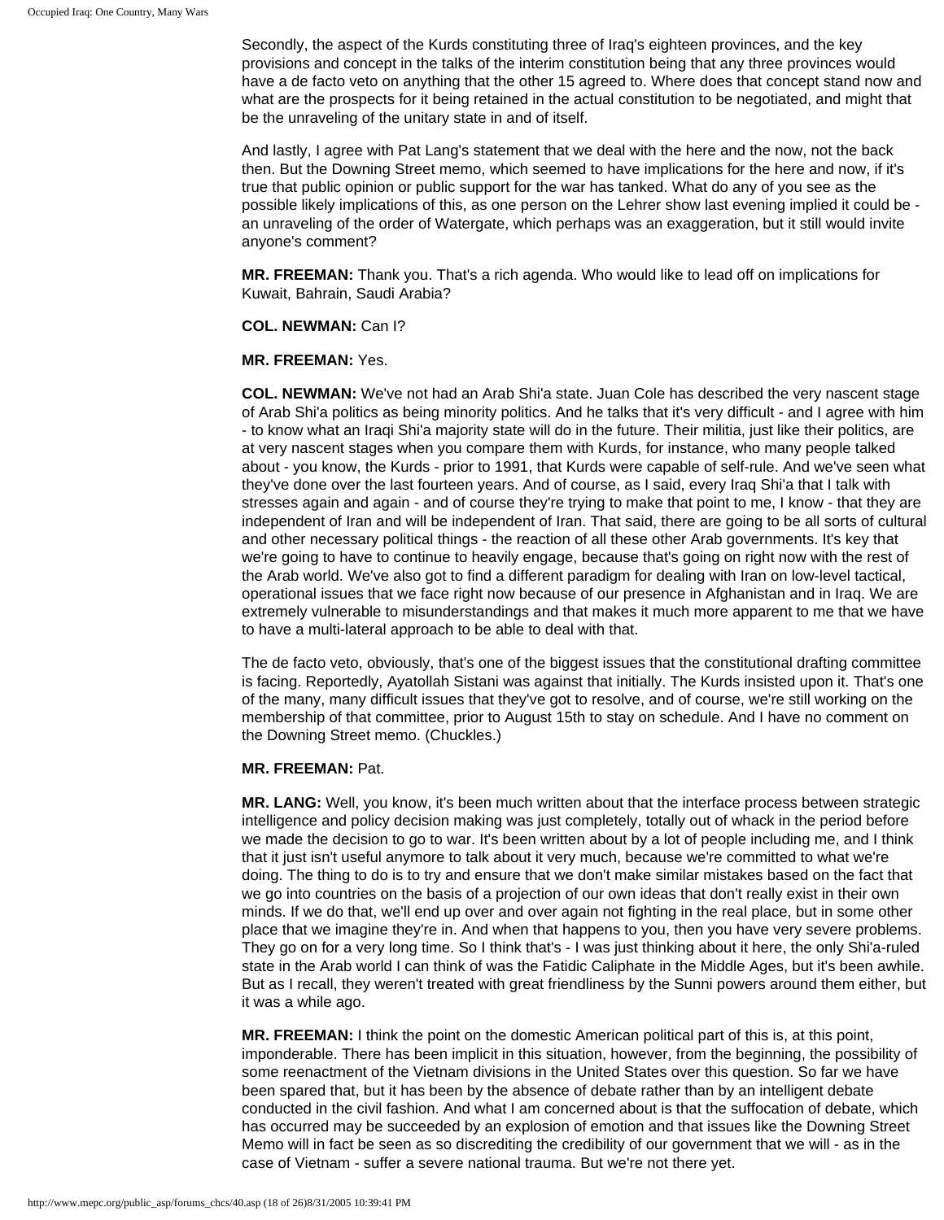Secondly, the aspect of the Kurds constituting three of Iraq's eighteen provinces, and the key provisions and concept in the talks of the interim constitution being that any three provinces would have a de facto veto on anything that the other 15 agreed to. Where does that concept stand now and what are the prospects for it being retained in the actual constitution to be negotiated, and might that be the unraveling of the unitary state in and of itself.

And lastly, I agree with Pat Lang's statement that we deal with the here and the now, not the back then. But the Downing Street memo, which seemed to have implications for the here and now, if it's true that public opinion or public support for the war has tanked. What do any of you see as the possible likely implications of this, as one person on the Lehrer show last evening implied it could be - an unraveling of the order of Watergate, which perhaps was an exaggeration, but it still would invite anyone's comment?

**MR. FREEMAN:** Thank you. That's a rich agenda. Who would like to lead off on implications for Kuwait, Bahrain, Saudi Arabia?

**COL. NEWMAN:** Can I?

**MR. FREEMAN:** Yes.

**COL. NEWMAN:** We've not had an Arab Shi'a state. Juan Cole has described the very nascent stage of Arab Shi'a politics as being minority politics. And he talks that it's very difficult - and I agree with him - to know what an Iraqi Shi'a majority state will do in the future. Their militia, just like their politics, are at very nascent stages when you compare them with Kurds, for instance, who many people talked about - you know, the Kurds - prior to 1991, that Kurds were capable of self-rule. And we've seen what they've done over the last fourteen years. And of course, as I said, every Iraq Shi'a that I talk with stresses again and again - and of course they're trying to make that point to me, I know - that they are independent of Iran and will be independent of Iran. That said, there are going to be all sorts of cultural and other necessary political things - the reaction of all these other Arab governments. It's key that we're going to have to continue to heavily engage, because that's going on right now with the rest of the Arab world. We've also got to find a different paradigm for dealing with Iran on low-level tactical, operational issues that we face right now because of our presence in Afghanistan and in Iraq. We are extremely vulnerable to misunderstandings and that makes it much more apparent to me that we have to have a multi-lateral approach to be able to deal with that.

The de facto veto, obviously, that's one of the biggest issues that the constitutional drafting committee is facing. Reportedly, Ayatollah Sistani was against that initially. The Kurds insisted upon it. That's one of the many, many difficult issues that they've got to resolve, and of course, we're still working on the membership of that committee, prior to August 15th to stay on schedule. And I have no comment on the Downing Street memo. (Chuckles.)

**MR. FREEMAN:** Pat.

**MR. LANG:** Well, you know, it's been much written about that the interface process between strategic intelligence and policy decision making was just completely, totally out of whack in the period before we made the decision to go to war. It's been written about by a lot of people including me, and I think that it just isn't useful anymore to talk about it very much, because we're committed to what we're doing. The thing to do is to try and ensure that we don't make similar mistakes based on the fact that we go into countries on the basis of a projection of our own ideas that don't really exist in their own minds. If we do that, we'll end up over and over again not fighting in the real place, but in some other place that we imagine they're in. And when that happens to you, then you have very severe problems. They go on for a very long time. So I think that's - I was just thinking about it here, the only Shi'a-ruled state in the Arab world I can think of was the Fatidic Caliphate in the Middle Ages, but it's been awhile. But as I recall, they weren't treated with great friendliness by the Sunni powers around them either, but it was a while ago.

**MR. FREEMAN:** I think the point on the domestic American political part of this is, at this point, imponderable. There has been implicit in this situation, however, from the beginning, the possibility of some reenactment of the Vietnam divisions in the United States over this question. So far we have been spared that, but it has been by the absence of debate rather than by an intelligent debate conducted in the civil fashion. And what I am concerned about is that the suffocation of debate, which has occurred may be succeeded by an explosion of emotion and that issues like the Downing Street Memo will in fact be seen as so discrediting the credibility of our government that we will - as in the case of Vietnam - suffer a severe national trauma. But we're not there yet.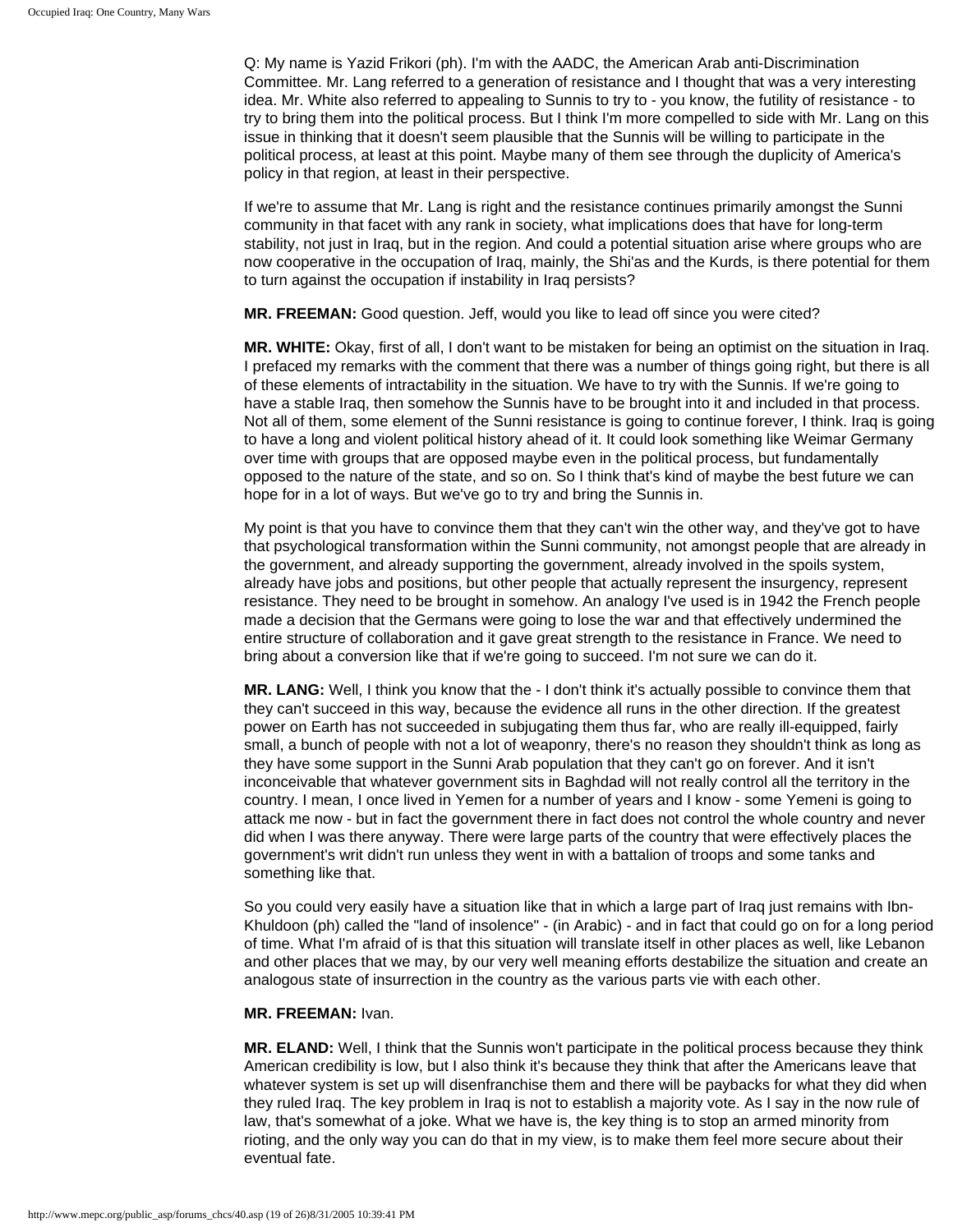Q: My name is Yazid Frikori (ph). I'm with the AADC, the American Arab anti-Discrimination Committee. Mr. Lang referred to a generation of resistance and I thought that was a very interesting idea. Mr. White also referred to appealing to Sunnis to try to - you know, the futility of resistance - to try to bring them into the political process. But I think I'm more compelled to side with Mr. Lang on this issue in thinking that it doesn't seem plausible that the Sunnis will be willing to participate in the political process, at least at this point. Maybe many of them see through the duplicity of America's policy in that region, at least in their perspective.

If we're to assume that Mr. Lang is right and the resistance continues primarily amongst the Sunni community in that facet with any rank in society, what implications does that have for long-term stability, not just in Iraq, but in the region. And could a potential situation arise where groups who are now cooperative in the occupation of Iraq, mainly, the Shi'as and the Kurds, is there potential for them to turn against the occupation if instability in Iraq persists?

**MR. FREEMAN:** Good question. Jeff, would you like to lead off since you were cited?

**MR. WHITE:** Okay, first of all, I don't want to be mistaken for being an optimist on the situation in Iraq. I prefaced my remarks with the comment that there was a number of things going right, but there is all of these elements of intractability in the situation. We have to try with the Sunnis. If we're going to have a stable Iraq, then somehow the Sunnis have to be brought into it and included in that process. Not all of them, some element of the Sunni resistance is going to continue forever, I think. Iraq is going to have a long and violent political history ahead of it. It could look something like Weimar Germany over time with groups that are opposed maybe even in the political process, but fundamentally opposed to the nature of the state, and so on. So I think that's kind of maybe the best future we can hope for in a lot of ways. But we've go to try and bring the Sunnis in.

My point is that you have to convince them that they can't win the other way, and they've got to have that psychological transformation within the Sunni community, not amongst people that are already in the government, and already supporting the government, already involved in the spoils system, already have jobs and positions, but other people that actually represent the insurgency, represent resistance. They need to be brought in somehow. An analogy I've used is in 1942 the French people made a decision that the Germans were going to lose the war and that effectively undermined the entire structure of collaboration and it gave great strength to the resistance in France. We need to bring about a conversion like that if we're going to succeed. I'm not sure we can do it.

**MR. LANG:** Well, I think you know that the - I don't think it's actually possible to convince them that they can't succeed in this way, because the evidence all runs in the other direction. If the greatest power on Earth has not succeeded in subjugating them thus far, who are really ill-equipped, fairly small, a bunch of people with not a lot of weaponry, there's no reason they shouldn't think as long as they have some support in the Sunni Arab population that they can't go on forever. And it isn't inconceivable that whatever government sits in Baghdad will not really control all the territory in the country. I mean, I once lived in Yemen for a number of years and I know - some Yemeni is going to attack me now - but in fact the government there in fact does not control the whole country and never did when I was there anyway. There were large parts of the country that were effectively places the government's writ didn't run unless they went in with a battalion of troops and some tanks and something like that.

So you could very easily have a situation like that in which a large part of Iraq just remains with Ibn-Khuldoon (ph) called the "land of insolence" - (in Arabic) - and in fact that could go on for a long period of time. What I'm afraid of is that this situation will translate itself in other places as well, like Lebanon and other places that we may, by our very well meaning efforts destabilize the situation and create an analogous state of insurrection in the country as the various parts vie with each other.

**MR. FREEMAN:** Ivan.

**MR. ELAND:** Well, I think that the Sunnis won't participate in the political process because they think American credibility is low, but I also think it's because they think that after the Americans leave that whatever system is set up will disenfranchise them and there will be paybacks for what they did when they ruled Iraq. The key problem in Iraq is not to establish a majority vote. As I say in the now rule of law, that's somewhat of a joke. What we have is, the key thing is to stop an armed minority from rioting, and the only way you can do that in my view, is to make them feel more secure about their eventual fate.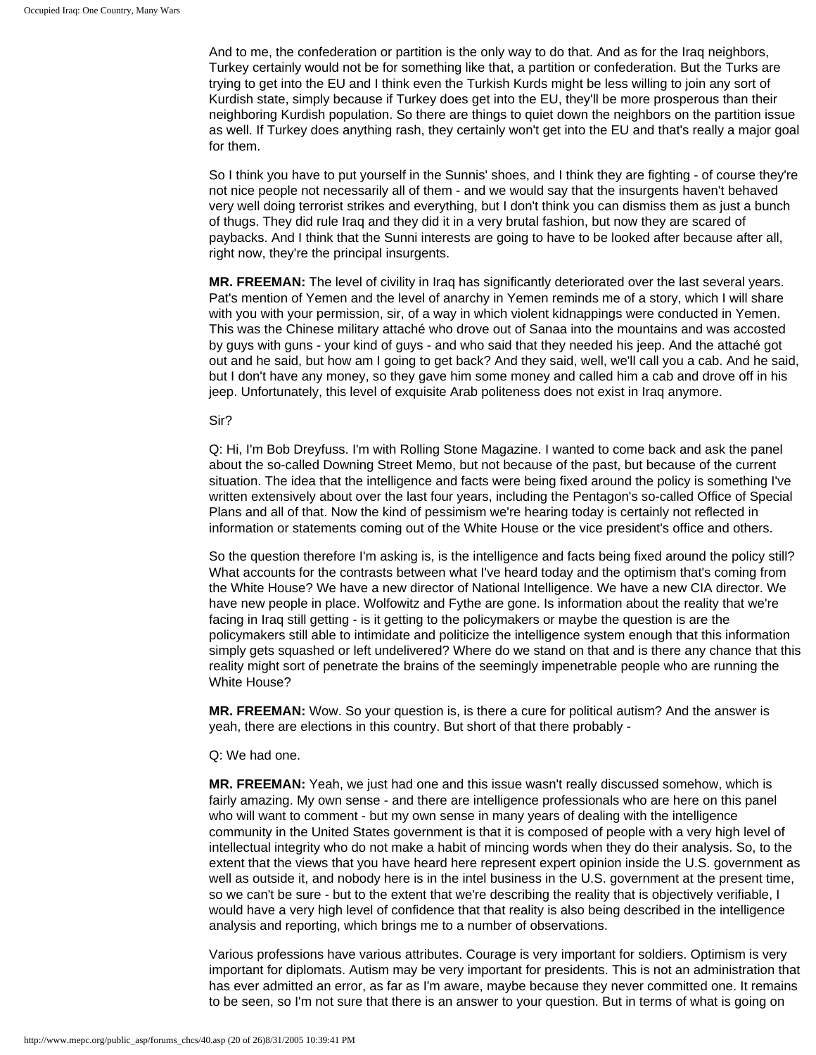And to me, the confederation or partition is the only way to do that. And as for the Iraq neighbors, Turkey certainly would not be for something like that, a partition or confederation. But the Turks are trying to get into the EU and I think even the Turkish Kurds might be less willing to join any sort of Kurdish state, simply because if Turkey does get into the EU, they'll be more prosperous than their neighboring Kurdish population. So there are things to quiet down the neighbors on the partition issue as well. If Turkey does anything rash, they certainly won't get into the EU and that's really a major goal for them.

So I think you have to put yourself in the Sunnis' shoes, and I think they are fighting - of course they're not nice people not necessarily all of them - and we would say that the insurgents haven't behaved very well doing terrorist strikes and everything, but I don't think you can dismiss them as just a bunch of thugs. They did rule Iraq and they did it in a very brutal fashion, but now they are scared of paybacks. And I think that the Sunni interests are going to have to be looked after because after all, right now, they're the principal insurgents.

**MR. FREEMAN:** The level of civility in Iraq has significantly deteriorated over the last several years. Pat's mention of Yemen and the level of anarchy in Yemen reminds me of a story, which I will share with you with your permission, sir, of a way in which violent kidnappings were conducted in Yemen. This was the Chinese military attaché who drove out of Sanaa into the mountains and was accosted by guys with guns - your kind of guys - and who said that they needed his jeep. And the attaché got out and he said, but how am I going to get back? And they said, well, we'll call you a cab. And he said, but I don't have any money, so they gave him some money and called him a cab and drove off in his jeep. Unfortunately, this level of exquisite Arab politeness does not exist in Iraq anymore.

Sir?

Q: Hi, I'm Bob Dreyfuss. I'm with Rolling Stone Magazine. I wanted to come back and ask the panel about the so-called Downing Street Memo, but not because of the past, but because of the current situation. The idea that the intelligence and facts were being fixed around the policy is something I've written extensively about over the last four years, including the Pentagon's so-called Office of Special Plans and all of that. Now the kind of pessimism we're hearing today is certainly not reflected in information or statements coming out of the White House or the vice president's office and others.

So the question therefore I'm asking is, is the intelligence and facts being fixed around the policy still? What accounts for the contrasts between what I've heard today and the optimism that's coming from the White House? We have a new director of National Intelligence. We have a new CIA director. We have new people in place. Wolfowitz and Fythe are gone. Is information about the reality that we're facing in Iraq still getting - is it getting to the policymakers or maybe the question is are the policymakers still able to intimidate and politicize the intelligence system enough that this information simply gets squashed or left undelivered? Where do we stand on that and is there any chance that this reality might sort of penetrate the brains of the seemingly impenetrable people who are running the White House?

**MR. FREEMAN:** Wow. So your question is, is there a cure for political autism? And the answer is yeah, there are elections in this country. But short of that there probably -

Q: We had one.

**MR. FREEMAN:** Yeah, we just had one and this issue wasn't really discussed somehow, which is fairly amazing. My own sense - and there are intelligence professionals who are here on this panel who will want to comment - but my own sense in many years of dealing with the intelligence community in the United States government is that it is composed of people with a very high level of intellectual integrity who do not make a habit of mincing words when they do their analysis. So, to the extent that the views that you have heard here represent expert opinion inside the U.S. government as well as outside it, and nobody here is in the intel business in the U.S. government at the present time, so we can't be sure - but to the extent that we're describing the reality that is objectively verifiable, I would have a very high level of confidence that that reality is also being described in the intelligence analysis and reporting, which brings me to a number of observations.

Various professions have various attributes. Courage is very important for soldiers. Optimism is very important for diplomats. Autism may be very important for presidents. This is not an administration that has ever admitted an error, as far as I'm aware, maybe because they never committed one. It remains to be seen, so I'm not sure that there is an answer to your question. But in terms of what is going on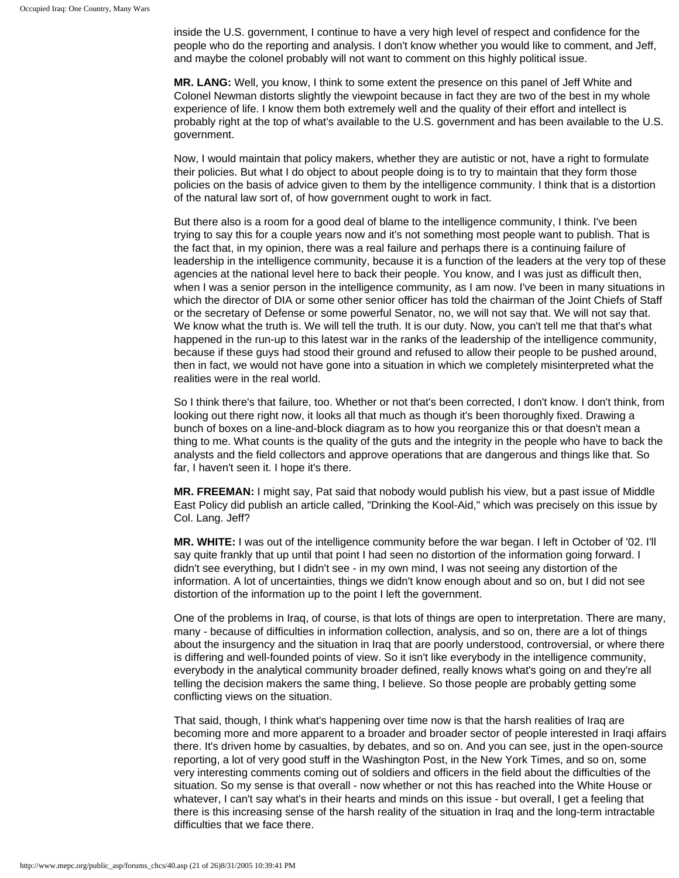inside the U.S. government, I continue to have a very high level of respect and confidence for the people who do the reporting and analysis. I don't know whether you would like to comment, and Jeff, and maybe the colonel probably will not want to comment on this highly political issue.

**MR. LANG:** Well, you know, I think to some extent the presence on this panel of Jeff White and Colonel Newman distorts slightly the viewpoint because in fact they are two of the best in my whole experience of life. I know them both extremely well and the quality of their effort and intellect is probably right at the top of what's available to the U.S. government and has been available to the U.S. government.

Now, I would maintain that policy makers, whether they are autistic or not, have a right to formulate their policies. But what I do object to about people doing is to try to maintain that they form those policies on the basis of advice given to them by the intelligence community. I think that is a distortion of the natural law sort of, of how government ought to work in fact.

But there also is a room for a good deal of blame to the intelligence community, I think. I've been trying to say this for a couple years now and it's not something most people want to publish. That is the fact that, in my opinion, there was a real failure and perhaps there is a continuing failure of leadership in the intelligence community, because it is a function of the leaders at the very top of these agencies at the national level here to back their people. You know, and I was just as difficult then, when I was a senior person in the intelligence community, as I am now. I've been in many situations in which the director of DIA or some other senior officer has told the chairman of the Joint Chiefs of Staff or the secretary of Defense or some powerful Senator, no, we will not say that. We will not say that. We know what the truth is. We will tell the truth. It is our duty. Now, you can't tell me that that's what happened in the run-up to this latest war in the ranks of the leadership of the intelligence community, because if these guys had stood their ground and refused to allow their people to be pushed around, then in fact, we would not have gone into a situation in which we completely misinterpreted what the realities were in the real world.

So I think there's that failure, too. Whether or not that's been corrected, I don't know. I don't think, from looking out there right now, it looks all that much as though it's been thoroughly fixed. Drawing a bunch of boxes on a line-and-block diagram as to how you reorganize this or that doesn't mean a thing to me. What counts is the quality of the guts and the integrity in the people who have to back the analysts and the field collectors and approve operations that are dangerous and things like that. So far, I haven't seen it. I hope it's there.

**MR. FREEMAN:** I might say, Pat said that nobody would publish his view, but a past issue of Middle East Policy did publish an article called, "Drinking the Kool-Aid," which was precisely on this issue by Col. Lang. Jeff?

**MR. WHITE:** I was out of the intelligence community before the war began. I left in October of '02. I'll say quite frankly that up until that point I had seen no distortion of the information going forward. I didn't see everything, but I didn't see - in my own mind, I was not seeing any distortion of the information. A lot of uncertainties, things we didn't know enough about and so on, but I did not see distortion of the information up to the point I left the government.

One of the problems in Iraq, of course, is that lots of things are open to interpretation. There are many, many - because of difficulties in information collection, analysis, and so on, there are a lot of things about the insurgency and the situation in Iraq that are poorly understood, controversial, or where there is differing and well-founded points of view. So it isn't like everybody in the intelligence community, everybody in the analytical community broader defined, really knows what's going on and they're all telling the decision makers the same thing, I believe. So those people are probably getting some conflicting views on the situation.

That said, though, I think what's happening over time now is that the harsh realities of Iraq are becoming more and more apparent to a broader and broader sector of people interested in Iraqi affairs there. It's driven home by casualties, by debates, and so on. And you can see, just in the open-source reporting, a lot of very good stuff in the Washington Post, in the New York Times, and so on, some very interesting comments coming out of soldiers and officers in the field about the difficulties of the situation. So my sense is that overall - now whether or not this has reached into the White House or whatever, I can't say what's in their hearts and minds on this issue - but overall, I get a feeling that there is this increasing sense of the harsh reality of the situation in Iraq and the long-term intractable difficulties that we face there.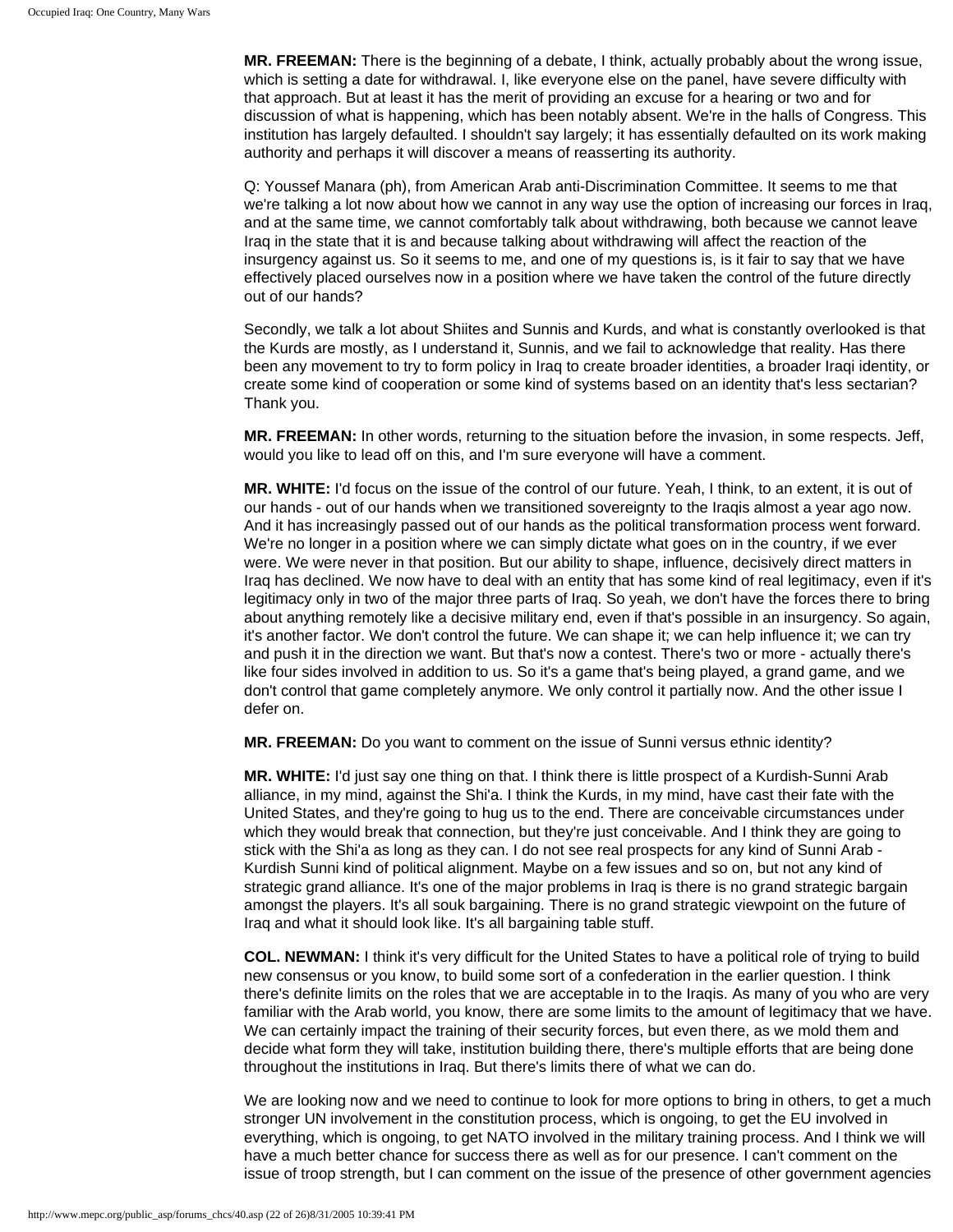**MR. FREEMAN:** There is the beginning of a debate, I think, actually probably about the wrong issue, which is setting a date for withdrawal. I, like everyone else on the panel, have severe difficulty with that approach. But at least it has the merit of providing an excuse for a hearing or two and for discussion of what is happening, which has been notably absent. We're in the halls of Congress. This institution has largely defaulted. I shouldn't say largely; it has essentially defaulted on its work making authority and perhaps it will discover a means of reasserting its authority.

Q: Youssef Manara (ph), from American Arab anti-Discrimination Committee. It seems to me that we're talking a lot now about how we cannot in any way use the option of increasing our forces in Iraq, and at the same time, we cannot comfortably talk about withdrawing, both because we cannot leave Iraq in the state that it is and because talking about withdrawing will affect the reaction of the insurgency against us. So it seems to me, and one of my questions is, is it fair to say that we have effectively placed ourselves now in a position where we have taken the control of the future directly out of our hands?

Secondly, we talk a lot about Shiites and Sunnis and Kurds, and what is constantly overlooked is that the Kurds are mostly, as I understand it, Sunnis, and we fail to acknowledge that reality. Has there been any movement to try to form policy in Iraq to create broader identities, a broader Iraqi identity, or create some kind of cooperation or some kind of systems based on an identity that's less sectarian? Thank you.

**MR. FREEMAN:** In other words, returning to the situation before the invasion, in some respects. Jeff, would you like to lead off on this, and I'm sure everyone will have a comment.

**MR. WHITE:** I'd focus on the issue of the control of our future. Yeah, I think, to an extent, it is out of our hands - out of our hands when we transitioned sovereignty to the Iraqis almost a year ago now. And it has increasingly passed out of our hands as the political transformation process went forward. We're no longer in a position where we can simply dictate what goes on in the country, if we ever were. We were never in that position. But our ability to shape, influence, decisively direct matters in Iraq has declined. We now have to deal with an entity that has some kind of real legitimacy, even if it's legitimacy only in two of the major three parts of Iraq. So yeah, we don't have the forces there to bring about anything remotely like a decisive military end, even if that's possible in an insurgency. So again, it's another factor. We don't control the future. We can shape it; we can help influence it; we can try and push it in the direction we want. But that's now a contest. There's two or more - actually there's like four sides involved in addition to us. So it's a game that's being played, a grand game, and we don't control that game completely anymore. We only control it partially now. And the other issue I defer on.

**MR. FREEMAN:** Do you want to comment on the issue of Sunni versus ethnic identity?

**MR. WHITE:** I'd just say one thing on that. I think there is little prospect of a Kurdish-Sunni Arab alliance, in my mind, against the Shi'a. I think the Kurds, in my mind, have cast their fate with the United States, and they're going to hug us to the end. There are conceivable circumstances under which they would break that connection, but they're just conceivable. And I think they are going to stick with the Shi'a as long as they can. I do not see real prospects for any kind of Sunni Arab - Kurdish Sunni kind of political alignment. Maybe on a few issues and so on, but not any kind of strategic grand alliance. It's one of the major problems in Iraq is there is no grand strategic bargain amongst the players. It's all souk bargaining. There is no grand strategic viewpoint on the future of Iraq and what it should look like. It's all bargaining table stuff.

**COL. NEWMAN:** I think it's very difficult for the United States to have a political role of trying to build new consensus or you know, to build some sort of a confederation in the earlier question. I think there's definite limits on the roles that we are acceptable in to the Iraqis. As many of you who are very familiar with the Arab world, you know, there are some limits to the amount of legitimacy that we have. We can certainly impact the training of their security forces, but even there, as we mold them and decide what form they will take, institution building there, there's multiple efforts that are being done throughout the institutions in Iraq. But there's limits there of what we can do.

We are looking now and we need to continue to look for more options to bring in others, to get a much stronger UN involvement in the constitution process, which is ongoing, to get the EU involved in everything, which is ongoing, to get NATO involved in the military training process. And I think we will have a much better chance for success there as well as for our presence. I can't comment on the issue of troop strength, but I can comment on the issue of the presence of other government agencies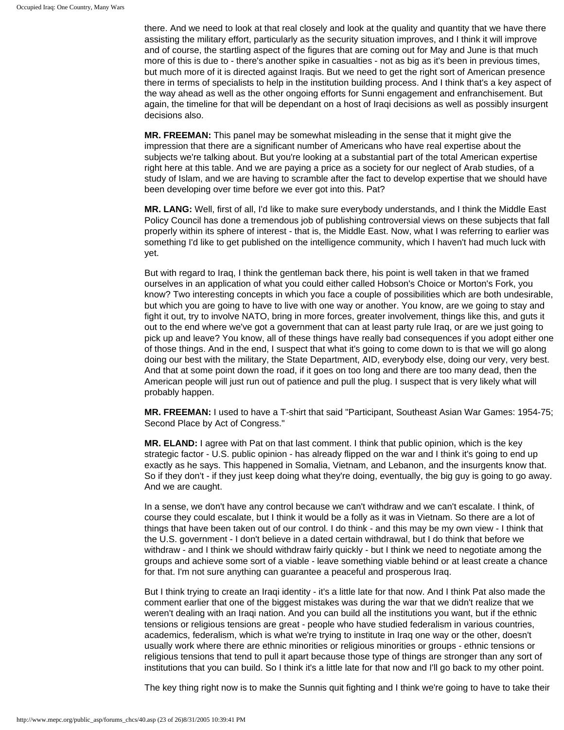there. And we need to look at that real closely and look at the quality and quantity that we have there assisting the military effort, particularly as the security situation improves, and I think it will improve and of course, the startling aspect of the figures that are coming out for May and June is that much more of this is due to - there's another spike in casualties - not as big as it's been in previous times, but much more of it is directed against Iraqis. But we need to get the right sort of American presence there in terms of specialists to help in the institution building process. And I think that's a key aspect of the way ahead as well as the other ongoing efforts for Sunni engagement and enfranchisement. But again, the timeline for that will be dependant on a host of Iraqi decisions as well as possibly insurgent decisions also.

**MR. FREEMAN:** This panel may be somewhat misleading in the sense that it might give the impression that there are a significant number of Americans who have real expertise about the subjects we're talking about. But you're looking at a substantial part of the total American expertise right here at this table. And we are paying a price as a society for our neglect of Arab studies, of a study of Islam, and we are having to scramble after the fact to develop expertise that we should have been developing over time before we ever got into this. Pat?

**MR. LANG:** Well, first of all, I'd like to make sure everybody understands, and I think the Middle East Policy Council has done a tremendous job of publishing controversial views on these subjects that fall properly within its sphere of interest - that is, the Middle East. Now, what I was referring to earlier was something I'd like to get published on the intelligence community, which I haven't had much luck with yet.

But with regard to Iraq, I think the gentleman back there, his point is well taken in that we framed ourselves in an application of what you could either called Hobson's Choice or Morton's Fork, you know? Two interesting concepts in which you face a couple of possibilities which are both undesirable, but which you are going to have to live with one way or another. You know, are we going to stay and fight it out, try to involve NATO, bring in more forces, greater involvement, things like this, and guts it out to the end where we've got a government that can at least party rule Iraq, or are we just going to pick up and leave? You know, all of these things have really bad consequences if you adopt either one of those things. And in the end, I suspect that what it's going to come down to is that we will go along doing our best with the military, the State Department, AID, everybody else, doing our very, very best. And that at some point down the road, if it goes on too long and there are too many dead, then the American people will just run out of patience and pull the plug. I suspect that is very likely what will probably happen.

**MR. FREEMAN:** I used to have a T-shirt that said "Participant, Southeast Asian War Games: 1954-75; Second Place by Act of Congress."

**MR. ELAND:** I agree with Pat on that last comment. I think that public opinion, which is the key strategic factor - U.S. public opinion - has already flipped on the war and I think it's going to end up exactly as he says. This happened in Somalia, Vietnam, and Lebanon, and the insurgents know that. So if they don't - if they just keep doing what they're doing, eventually, the big guy is going to go away. And we are caught.

In a sense, we don't have any control because we can't withdraw and we can't escalate. I think, of course they could escalate, but I think it would be a folly as it was in Vietnam. So there are a lot of things that have been taken out of our control. I do think - and this may be my own view - I think that the U.S. government - I don't believe in a dated certain withdrawal, but I do think that before we withdraw - and I think we should withdraw fairly quickly - but I think we need to negotiate among the groups and achieve some sort of a viable - leave something viable behind or at least create a chance for that. I'm not sure anything can guarantee a peaceful and prosperous Iraq.

But I think trying to create an Iraqi identity - it's a little late for that now. And I think Pat also made the comment earlier that one of the biggest mistakes was during the war that we didn't realize that we weren't dealing with an Iraqi nation. And you can build all the institutions you want, but if the ethnic tensions or religious tensions are great - people who have studied federalism in various countries, academics, federalism, which is what we're trying to institute in Iraq one way or the other, doesn't usually work where there are ethnic minorities or religious minorities or groups - ethnic tensions or religious tensions that tend to pull it apart because those type of things are stronger than any sort of institutions that you can build. So I think it's a little late for that now and I'll go back to my other point.

The key thing right now is to make the Sunnis quit fighting and I think we're going to have to take their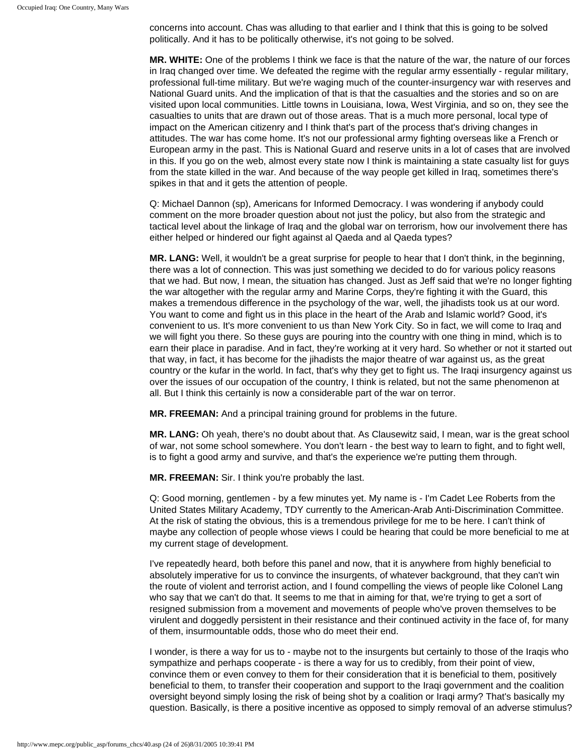concerns into account. Chas was alluding to that earlier and I think that this is going to be solved politically. And it has to be politically otherwise, it's not going to be solved.

**MR. WHITE:** One of the problems I think we face is that the nature of the war, the nature of our forces in Iraq changed over time. We defeated the regime with the regular army essentially - regular military, professional full-time military. But we're waging much of the counter-insurgency war with reserves and National Guard units. And the implication of that is that the casualties and the stories and so on are visited upon local communities. Little towns in Louisiana, Iowa, West Virginia, and so on, they see the casualties to units that are drawn out of those areas. That is a much more personal, local type of impact on the American citizenry and I think that's part of the process that's driving changes in attitudes. The war has come home. It's not our professional army fighting overseas like a French or European army in the past. This is National Guard and reserve units in a lot of cases that are involved in this. If you go on the web, almost every state now I think is maintaining a state casualty list for guys from the state killed in the war. And because of the way people get killed in Iraq, sometimes there's spikes in that and it gets the attention of people.

Q: Michael Dannon (sp), Americans for Informed Democracy. I was wondering if anybody could comment on the more broader question about not just the policy, but also from the strategic and tactical level about the linkage of Iraq and the global war on terrorism, how our involvement there has either helped or hindered our fight against al Qaeda and al Qaeda types?

**MR. LANG:** Well, it wouldn't be a great surprise for people to hear that I don't think, in the beginning, there was a lot of connection. This was just something we decided to do for various policy reasons that we had. But now, I mean, the situation has changed. Just as Jeff said that we're no longer fighting the war altogether with the regular army and Marine Corps, they're fighting it with the Guard, this makes a tremendous difference in the psychology of the war, well, the jihadists took us at our word. You want to come and fight us in this place in the heart of the Arab and Islamic world? Good, it's convenient to us. It's more convenient to us than New York City. So in fact, we will come to Iraq and we will fight you there. So these guys are pouring into the country with one thing in mind, which is to earn their place in paradise. And in fact, they're working at it very hard. So whether or not it started out that way, in fact, it has become for the jihadists the major theatre of war against us, as the great country or the kufar in the world. In fact, that's why they get to fight us. The Iraqi insurgency against us over the issues of our occupation of the country, I think is related, but not the same phenomenon at all. But I think this certainly is now a considerable part of the war on terror.

**MR. FREEMAN:** And a principal training ground for problems in the future.

**MR. LANG:** Oh yeah, there's no doubt about that. As Clausewitz said, I mean, war is the great school of war, not some school somewhere. You don't learn - the best way to learn to fight, and to fight well, is to fight a good army and survive, and that's the experience we're putting them through.

**MR. FREEMAN:** Sir. I think you're probably the last.

Q: Good morning, gentlemen - by a few minutes yet. My name is - I'm Cadet Lee Roberts from the United States Military Academy, TDY currently to the American-Arab Anti-Discrimination Committee. At the risk of stating the obvious, this is a tremendous privilege for me to be here. I can't think of maybe any collection of people whose views I could be hearing that could be more beneficial to me at my current stage of development.

I've repeatedly heard, both before this panel and now, that it is anywhere from highly beneficial to absolutely imperative for us to convince the insurgents, of whatever background, that they can't win the route of violent and terrorist action, and I found compelling the views of people like Colonel Lang who say that we can't do that. It seems to me that in aiming for that, we're trying to get a sort of resigned submission from a movement and movements of people who've proven themselves to be virulent and doggedly persistent in their resistance and their continued activity in the face of, for many of them, insurmountable odds, those who do meet their end.

I wonder, is there a way for us to - maybe not to the insurgents but certainly to those of the Iraqis who sympathize and perhaps cooperate - is there a way for us to credibly, from their point of view, convince them or even convey to them for their consideration that it is beneficial to them, positively beneficial to them, to transfer their cooperation and support to the Iraqi government and the coalition oversight beyond simply losing the risk of being shot by a coalition or Iraqi army? That's basically my question. Basically, is there a positive incentive as opposed to simply removal of an adverse stimulus?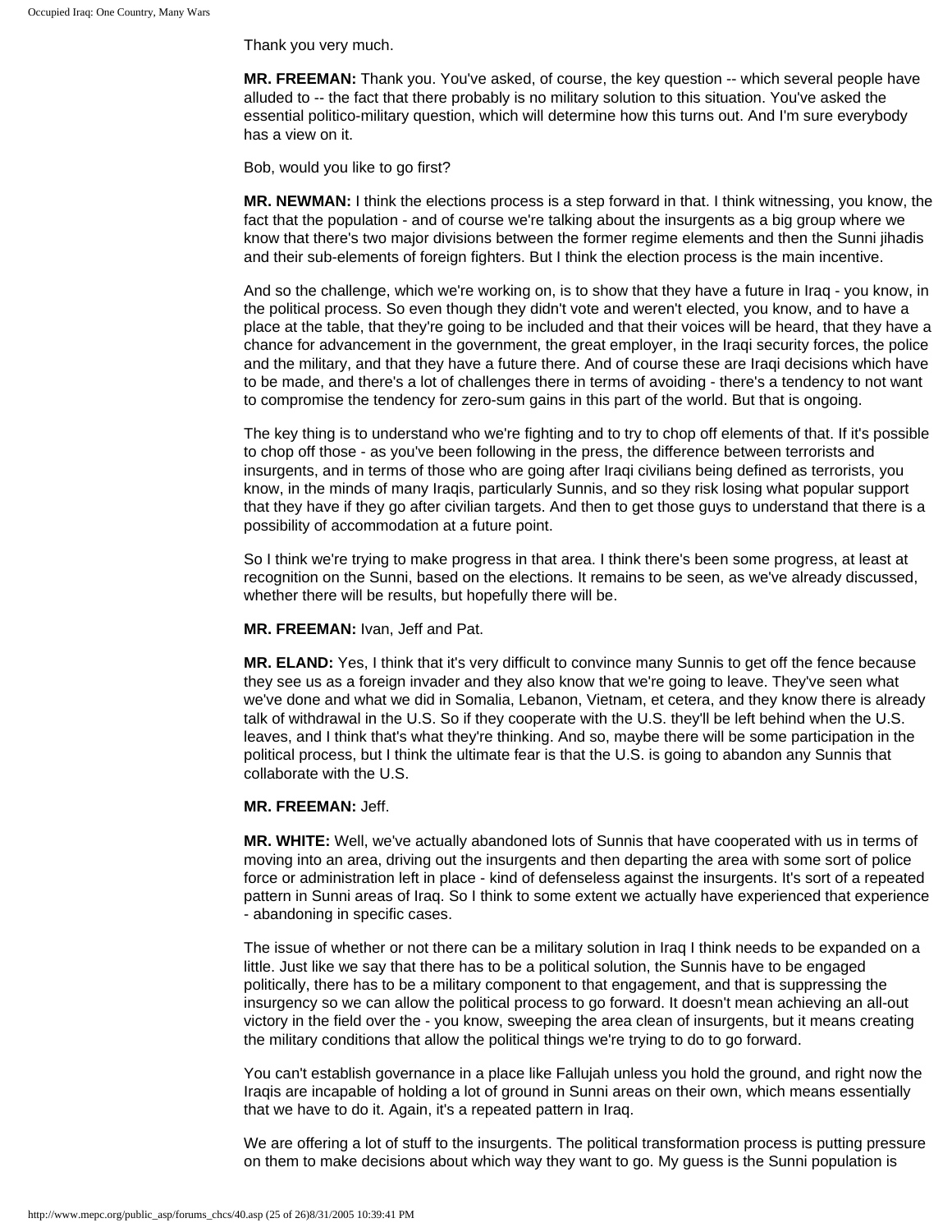Thank you very much.

**MR. FREEMAN:** Thank you. You've asked, of course, the key question -- which several people have alluded to -- the fact that there probably is no military solution to this situation. You've asked the essential politico-military question, which will determine how this turns out. And I'm sure everybody has a view on it.

Bob, would you like to go first?

**MR. NEWMAN:** I think the elections process is a step forward in that. I think witnessing, you know, the fact that the population - and of course we're talking about the insurgents as a big group where we know that there's two major divisions between the former regime elements and then the Sunni jihadis and their sub-elements of foreign fighters. But I think the election process is the main incentive.

And so the challenge, which we're working on, is to show that they have a future in Iraq - you know, in the political process. So even though they didn't vote and weren't elected, you know, and to have a place at the table, that they're going to be included and that their voices will be heard, that they have a chance for advancement in the government, the great employer, in the Iraqi security forces, the police and the military, and that they have a future there. And of course these are Iraqi decisions which have to be made, and there's a lot of challenges there in terms of avoiding - there's a tendency to not want to compromise the tendency for zero-sum gains in this part of the world. But that is ongoing.

The key thing is to understand who we're fighting and to try to chop off elements of that. If it's possible to chop off those - as you've been following in the press, the difference between terrorists and insurgents, and in terms of those who are going after Iraqi civilians being defined as terrorists, you know, in the minds of many Iraqis, particularly Sunnis, and so they risk losing what popular support that they have if they go after civilian targets. And then to get those guys to understand that there is a possibility of accommodation at a future point.

So I think we're trying to make progress in that area. I think there's been some progress, at least at recognition on the Sunni, based on the elections. It remains to be seen, as we've already discussed, whether there will be results, but hopefully there will be.

**MR. FREEMAN:** Ivan, Jeff and Pat.

**MR. ELAND:** Yes, I think that it's very difficult to convince many Sunnis to get off the fence because they see us as a foreign invader and they also know that we're going to leave. They've seen what we've done and what we did in Somalia, Lebanon, Vietnam, et cetera, and they know there is already talk of withdrawal in the U.S. So if they cooperate with the U.S. they'll be left behind when the U.S. leaves, and I think that's what they're thinking. And so, maybe there will be some participation in the political process, but I think the ultimate fear is that the U.S. is going to abandon any Sunnis that collaborate with the U.S.

**MR. FREEMAN:** Jeff.

**MR. WHITE:** Well, we've actually abandoned lots of Sunnis that have cooperated with us in terms of moving into an area, driving out the insurgents and then departing the area with some sort of police force or administration left in place - kind of defenseless against the insurgents. It's sort of a repeated pattern in Sunni areas of Iraq. So I think to some extent we actually have experienced that experience - abandoning in specific cases.

The issue of whether or not there can be a military solution in Iraq I think needs to be expanded on a little. Just like we say that there has to be a political solution, the Sunnis have to be engaged politically, there has to be a military component to that engagement, and that is suppressing the insurgency so we can allow the political process to go forward. It doesn't mean achieving an all-out victory in the field over the - you know, sweeping the area clean of insurgents, but it means creating the military conditions that allow the political things we're trying to do to go forward.

You can't establish governance in a place like Fallujah unless you hold the ground, and right now the Iraqis are incapable of holding a lot of ground in Sunni areas on their own, which means essentially that we have to do it. Again, it's a repeated pattern in Iraq.

We are offering a lot of stuff to the insurgents. The political transformation process is putting pressure on them to make decisions about which way they want to go. My guess is the Sunni population is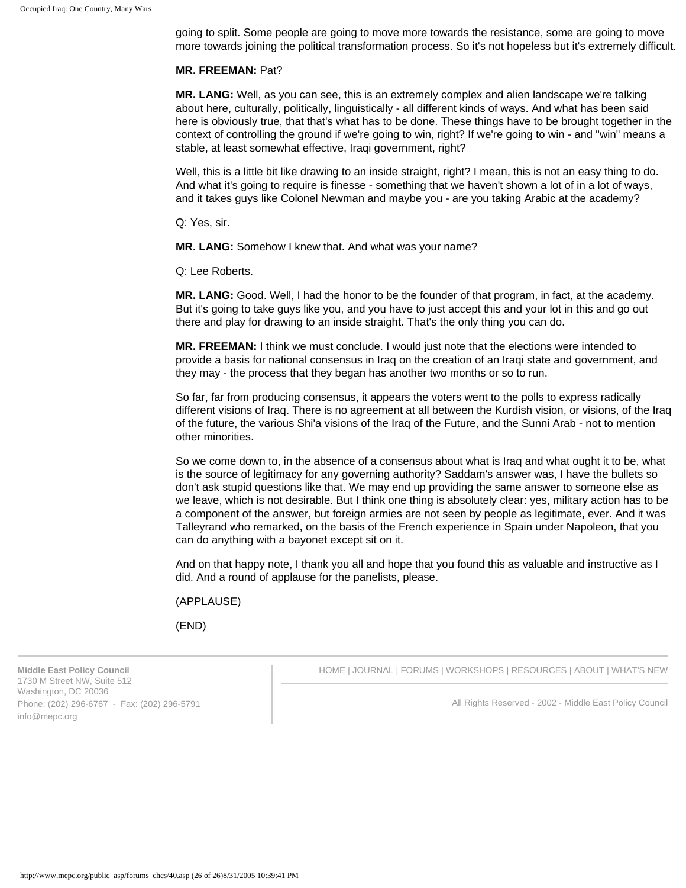going to split. Some people are going to move more towards the resistance, some are going to move more towards joining the political transformation process. So it's not hopeless but it's extremely difficult.

**MR. FREEMAN:** Pat?

**MR. LANG:** Well, as you can see, this is an extremely complex and alien landscape we're talking about here, culturally, politically, linguistically - all different kinds of ways. And what has been said here is obviously true, that that's what has to be done. These things have to be brought together in the context of controlling the ground if we're going to win, right? If we're going to win - and "win" means a stable, at least somewhat effective, Iraqi government, right?

Well, this is a little bit like drawing to an inside straight, right? I mean, this is not an easy thing to do. And what it's going to require is finesse - something that we haven't shown a lot of in a lot of ways, and it takes guys like Colonel Newman and maybe you - are you taking Arabic at the academy?

Q: Yes, sir.

**MR. LANG:** Somehow I knew that. And what was your name?

Q: Lee Roberts.

**MR. LANG:** Good. Well, I had the honor to be the founder of that program, in fact, at the academy. But it's going to take guys like you, and you have to just accept this and your lot in this and go out there and play for drawing to an inside straight. That's the only thing you can do.

**MR. FREEMAN:** I think we must conclude. I would just note that the elections were intended to provide a basis for national consensus in Iraq on the creation of an Iraqi state and government, and they may - the process that they began has another two months or so to run.

So far, far from producing consensus, it appears the voters went to the polls to express radically different visions of Iraq. There is no agreement at all between the Kurdish vision, or visions, of the Iraq of the future, the various Shi'a visions of the Iraq of the Future, and the Sunni Arab - not to mention other minorities.

So we come down to, in the absence of a consensus about what is Iraq and what ought it to be, what is the source of legitimacy for any governing authority? Saddam's answer was, I have the bullets so don't ask stupid questions like that. We may end up providing the same answer to someone else as we leave, which is not desirable. But I think one thing is absolutely clear: yes, military action has to be a component of the answer, but foreign armies are not seen by people as legitimate, ever. And it was Talleyrand who remarked, on the basis of the French experience in Spain under Napoleon, that you can do anything with a bayonet except sit on it.

And on that happy note, I thank you all and hope that you found this as valuable and instructive as I did. And a round of applause for the panelists, please.

(APPLAUSE)

(END)

**Middle East Policy Council**
1730 M Street NW, Suite 512
Washington, DC 20036
Phone: (202) 296-6767 - Fax: (202) 296-5791
info@mepc.org

HOME | JOURNAL | FORUMS | WORKSHOPS | RESOURCES | ABOUT | WHAT'S NEW

All Rights Reserved - 2002 - Middle East Policy Council